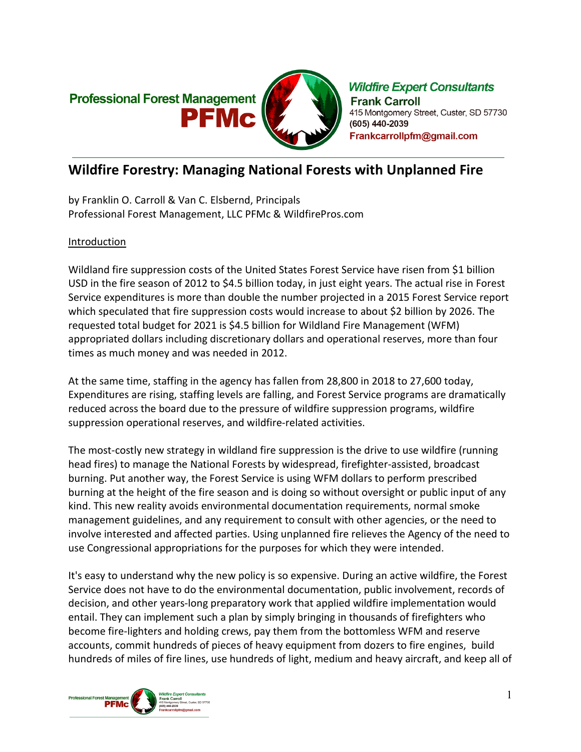Professional Forest Management
PFMc

*Wildfire Expert Consultants*
**Frank Carroll**
415 Montgomery Street, Custer, SD 57730
**(605) 440-2039**
**Frankcarrollpfm@gmail.com**

# Wildfire Forestry: Managing National Forests with Unplanned Fire

by Franklin O. Carroll & Van C. Elsbernd, Principals
Professional Forest Management, LLC PFMc & WildfirePros.com

## Introduction

Wildland fire suppression costs of the United States Forest Service have risen from $1 billion USD in the fire season of 2012 to $4.5 billion today, in just eight years. The actual rise in Forest Service expenditures is more than double the number projected in a 2015 Forest Service report which speculated that fire suppression costs would increase to about $2 billion by 2026. The requested total budget for 2021 is $4.5 billion for Wildland Fire Management (WFM) appropriated dollars including discretionary dollars and operational reserves, more than four times as much money and was needed in 2012.

At the same time, staffing in the agency has fallen from 28,800 in 2018 to 27,600 today, Expenditures are rising, staffing levels are falling, and Forest Service programs are dramatically reduced across the board due to the pressure of wildfire suppression programs, wildfire suppression operational reserves, and wildfire-related activities.

The most-costly new strategy in wildland fire suppression is the drive to use wildfire (running head fires) to manage the National Forests by widespread, firefighter-assisted, broadcast burning. Put another way, the Forest Service is using WFM dollars to perform prescribed burning at the height of the fire season and is doing so without oversight or public input of any kind. This new reality avoids environmental documentation requirements, normal smoke management guidelines, and any requirement to consult with other agencies, or the need to involve interested and affected parties. Using unplanned fire relieves the Agency of the need to use Congressional appropriations for the purposes for which they were intended.

It's easy to understand why the new policy is so expensive. During an active wildfire, the Forest Service does not have to do the environmental documentation, public involvement, records of decision, and other years-long preparatory work that applied wildfire implementation would entail. They can implement such a plan by simply bringing in thousands of firefighters who become fire-lighters and holding crews, pay them from the bottomless WFM and reserve accounts, commit hundreds of pieces of heavy equipment from dozers to fire engines, build hundreds of miles of fire lines, use hundreds of light, medium and heavy aircraft, and keep all of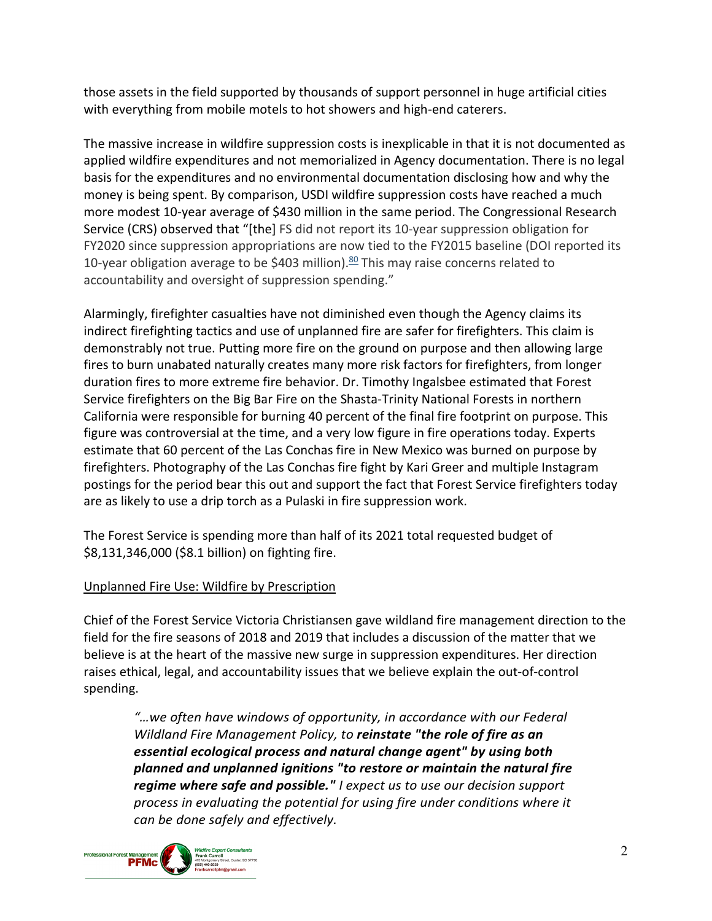those assets in the field supported by thousands of support personnel in huge artificial cities with everything from mobile motels to hot showers and high-end caterers.

The massive increase in wildfire suppression costs is inexplicable in that it is not documented as applied wildfire expenditures and not memorialized in Agency documentation. There is no legal basis for the expenditures and no environmental documentation disclosing how and why the money is being spent. By comparison, USDI wildfire suppression costs have reached a much more modest 10-year average of $430 million in the same period. The Congressional Research Service (CRS) observed that "[the] FS did not report its 10-year suppression obligation for FY2020 since suppression appropriations are now tied to the FY2015 baseline (DOI reported its 10-year obligation average to be $403 million).[80] This may raise concerns related to accountability and oversight of suppression spending."

Alarmingly, firefighter casualties have not diminished even though the Agency claims its indirect firefighting tactics and use of unplanned fire are safer for firefighters. This claim is demonstrably not true. Putting more fire on the ground on purpose and then allowing large fires to burn unabated naturally creates many more risk factors for firefighters, from longer duration fires to more extreme fire behavior. Dr. Timothy Ingalsbee estimated that Forest Service firefighters on the Big Bar Fire on the Shasta-Trinity National Forests in northern California were responsible for burning 40 percent of the final fire footprint on purpose. This figure was controversial at the time, and a very low figure in fire operations today. Experts estimate that 60 percent of the Las Conchas fire in New Mexico was burned on purpose by firefighters. Photography of the Las Conchas fire fight by Kari Greer and multiple Instagram postings for the period bear this out and support the fact that Forest Service firefighters today are as likely to use a drip torch as a Pulaski in fire suppression work.

The Forest Service is spending more than half of its 2021 total requested budget of $8,131,346,000 ($8.1 billion) on fighting fire.

## Unplanned Fire Use: Wildfire by Prescription

Chief of the Forest Service Victoria Christiansen gave wildland fire management direction to the field for the fire seasons of 2018 and 2019 that includes a discussion of the matter that we believe is at the heart of the massive new surge in suppression expenditures. Her direction raises ethical, legal, and accountability issues that we believe explain the out-of-control spending.

> *"…we often have windows of opportunity, in accordance with our Federal Wildland Fire Management Policy, to* ***reinstate "the role of fire as an essential ecological process and natural change agent" by using both planned and unplanned ignitions "to restore or maintain the natural fire regime where safe and possible."*** *I expect us to use our decision support process in evaluating the potential for using fire under conditions where it can be done safely and effectively.*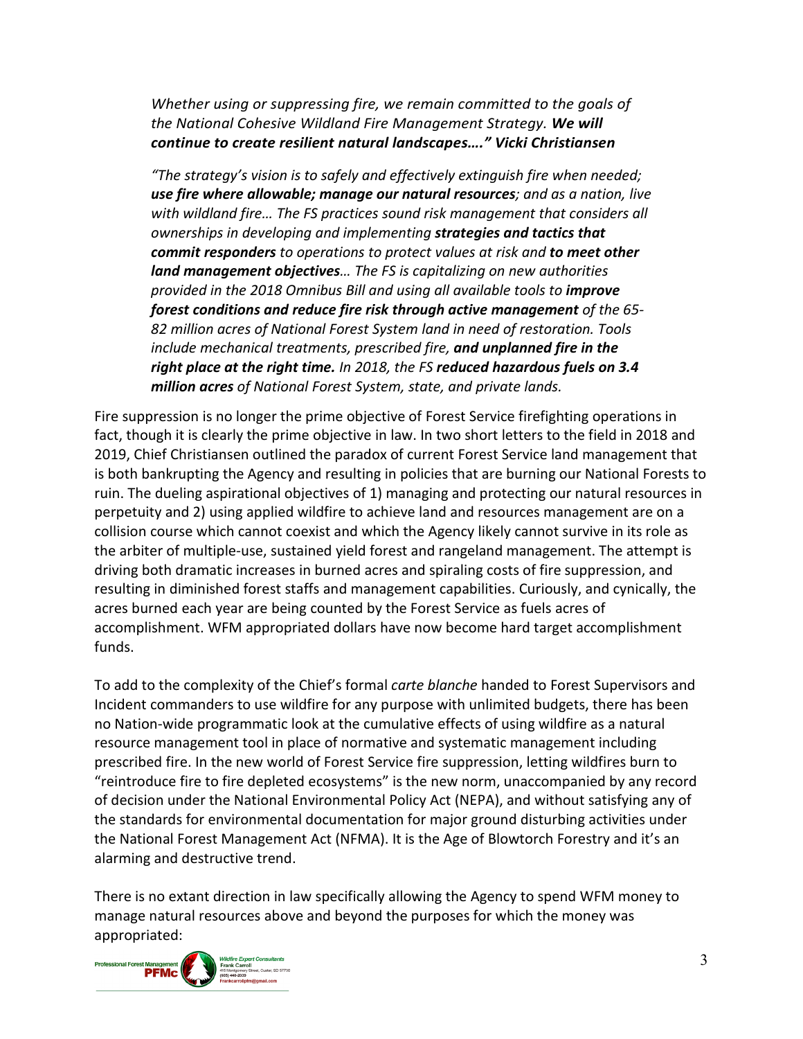*Whether using or suppressing fire, we remain committed to the goals of the National Cohesive Wildland Fire Management Strategy.* ***We will continue to create resilient natural landscapes…." Vicki Christiansen***

*"The strategy's vision is to safely and effectively extinguish fire when needed;* ***use fire where allowable; manage our natural resources****; and as a nation, live with wildland fire… The FS practices sound risk management that considers all ownerships in developing and implementing* ***strategies and tactics that commit responders*** *to operations to protect values at risk and* ***to meet other land management objectives****… The FS is capitalizing on new authorities provided in the 2018 Omnibus Bill and using all available tools to* ***improve forest conditions and reduce fire risk through active management*** *of the 65-82 million acres of National Forest System land in need of restoration. Tools include mechanical treatments, prescribed fire,* ***and unplanned fire in the right place at the right time.*** *In 2018, the FS* ***reduced hazardous fuels on 3.4 million acres*** *of National Forest System, state, and private lands.*

Fire suppression is no longer the prime objective of Forest Service firefighting operations in fact, though it is clearly the prime objective in law. In two short letters to the field in 2018 and 2019, Chief Christiansen outlined the paradox of current Forest Service land management that is both bankrupting the Agency and resulting in policies that are burning our National Forests to ruin. The dueling aspirational objectives of 1) managing and protecting our natural resources in perpetuity and 2) using applied wildfire to achieve land and resources management are on a collision course which cannot coexist and which the Agency likely cannot survive in its role as the arbiter of multiple-use, sustained yield forest and rangeland management. The attempt is driving both dramatic increases in burned acres and spiraling costs of fire suppression, and resulting in diminished forest staffs and management capabilities. Curiously, and cynically, the acres burned each year are being counted by the Forest Service as fuels acres of accomplishment. WFM appropriated dollars have now become hard target accomplishment funds.

To add to the complexity of the Chief's formal *carte blanche* handed to Forest Supervisors and Incident commanders to use wildfire for any purpose with unlimited budgets, there has been no Nation-wide programmatic look at the cumulative effects of using wildfire as a natural resource management tool in place of normative and systematic management including prescribed fire. In the new world of Forest Service fire suppression, letting wildfires burn to "reintroduce fire to fire depleted ecosystems" is the new norm, unaccompanied by any record of decision under the National Environmental Policy Act (NEPA), and without satisfying any of the standards for environmental documentation for major ground disturbing activities under the National Forest Management Act (NFMA). It is the Age of Blowtorch Forestry and it's an alarming and destructive trend.

There is no extant direction in law specifically allowing the Agency to spend WFM money to manage natural resources above and beyond the purposes for which the money was appropriated: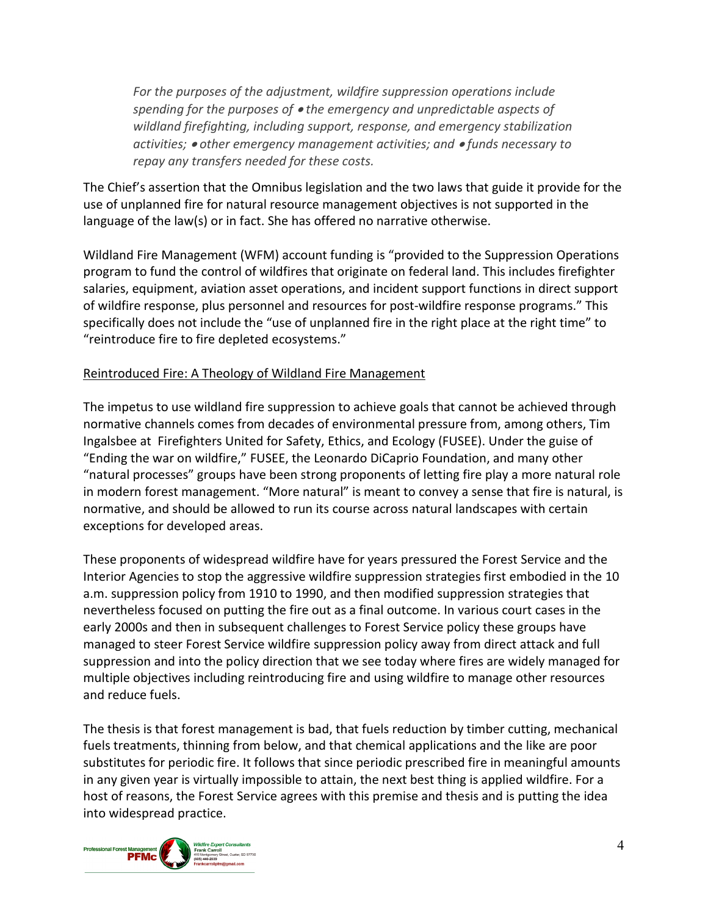*For the purposes of the adjustment, wildfire suppression operations include spending for the purposes of • the emergency and unpredictable aspects of wildland firefighting, including support, response, and emergency stabilization activities; • other emergency management activities; and • funds necessary to repay any transfers needed for these costs.*

The Chief's assertion that the Omnibus legislation and the two laws that guide it provide for the use of unplanned fire for natural resource management objectives is not supported in the language of the law(s) or in fact. She has offered no narrative otherwise.

Wildland Fire Management (WFM) account funding is "provided to the Suppression Operations program to fund the control of wildfires that originate on federal land. This includes firefighter salaries, equipment, aviation asset operations, and incident support functions in direct support of wildfire response, plus personnel and resources for post-wildfire response programs." This specifically does not include the "use of unplanned fire in the right place at the right time" to "reintroduce fire to fire depleted ecosystems."

<u>Reintroduced Fire: A Theology of Wildland Fire Management</u>

The impetus to use wildland fire suppression to achieve goals that cannot be achieved through normative channels comes from decades of environmental pressure from, among others, Tim Ingalsbee at Firefighters United for Safety, Ethics, and Ecology (FUSEE). Under the guise of "Ending the war on wildfire," FUSEE, the Leonardo DiCaprio Foundation, and many other "natural processes" groups have been strong proponents of letting fire play a more natural role in modern forest management. "More natural" is meant to convey a sense that fire is natural, is normative, and should be allowed to run its course across natural landscapes with certain exceptions for developed areas.

These proponents of widespread wildfire have for years pressured the Forest Service and the Interior Agencies to stop the aggressive wildfire suppression strategies first embodied in the 10 a.m. suppression policy from 1910 to 1990, and then modified suppression strategies that nevertheless focused on putting the fire out as a final outcome. In various court cases in the early 2000s and then in subsequent challenges to Forest Service policy these groups have managed to steer Forest Service wildfire suppression policy away from direct attack and full suppression and into the policy direction that we see today where fires are widely managed for multiple objectives including reintroducing fire and using wildfire to manage other resources and reduce fuels.

The thesis is that forest management is bad, that fuels reduction by timber cutting, mechanical fuels treatments, thinning from below, and that chemical applications and the like are poor substitutes for periodic fire. It follows that since periodic prescribed fire in meaningful amounts in any given year is virtually impossible to attain, the next best thing is applied wildfire. For a host of reasons, the Forest Service agrees with this premise and thesis and is putting the idea into widespread practice.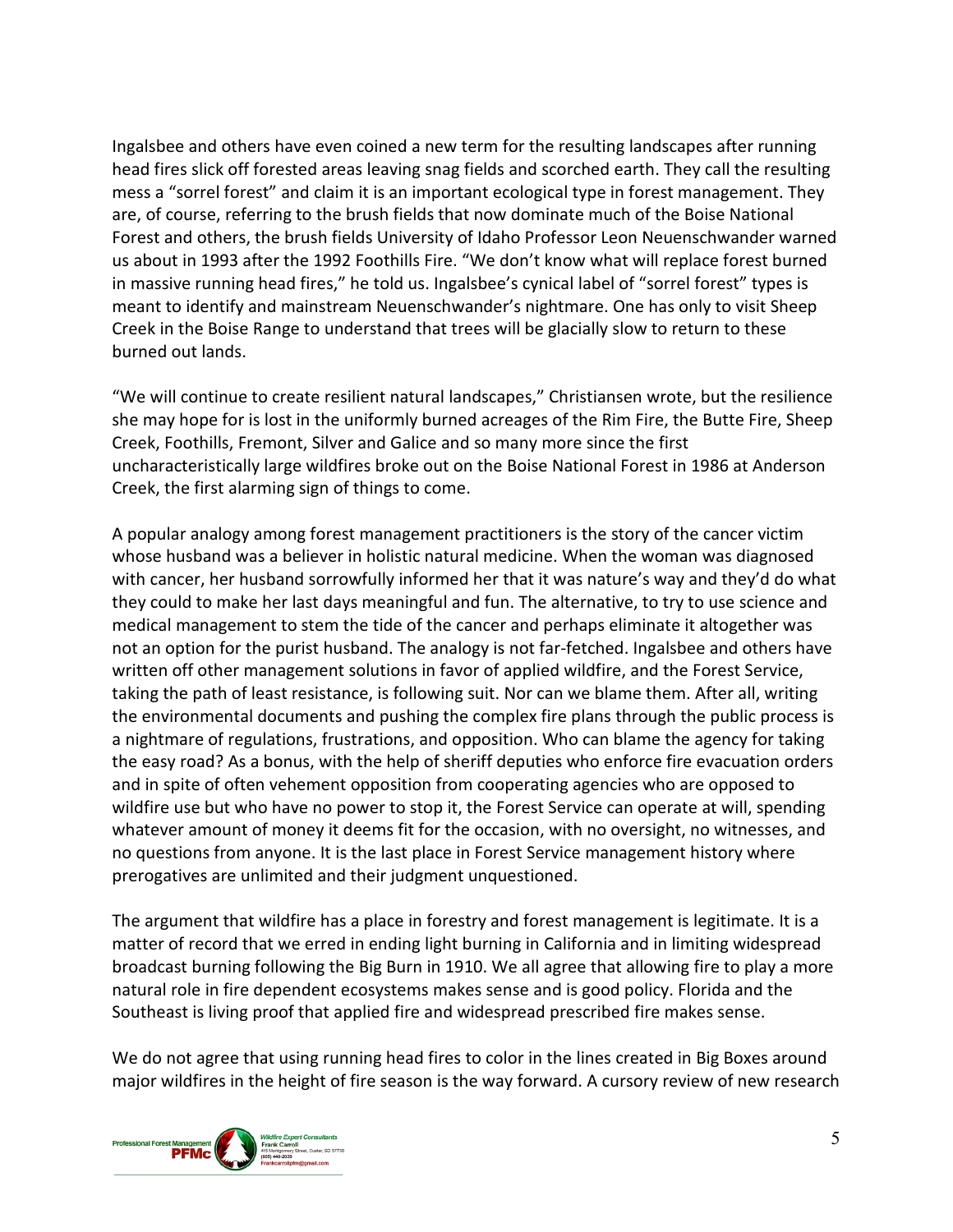Ingalsbee and others have even coined a new term for the resulting landscapes after running head fires slick off forested areas leaving snag fields and scorched earth. They call the resulting mess a "sorrel forest" and claim it is an important ecological type in forest management. They are, of course, referring to the brush fields that now dominate much of the Boise National Forest and others, the brush fields University of Idaho Professor Leon Neuenschwander warned us about in 1993 after the 1992 Foothills Fire. "We don't know what will replace forest burned in massive running head fires," he told us. Ingalsbee's cynical label of "sorrel forest" types is meant to identify and mainstream Neuenschwander's nightmare. One has only to visit Sheep Creek in the Boise Range to understand that trees will be glacially slow to return to these burned out lands.

"We will continue to create resilient natural landscapes," Christiansen wrote, but the resilience she may hope for is lost in the uniformly burned acreages of the Rim Fire, the Butte Fire, Sheep Creek, Foothills, Fremont, Silver and Galice and so many more since the first uncharacteristically large wildfires broke out on the Boise National Forest in 1986 at Anderson Creek, the first alarming sign of things to come.

A popular analogy among forest management practitioners is the story of the cancer victim whose husband was a believer in holistic natural medicine. When the woman was diagnosed with cancer, her husband sorrowfully informed her that it was nature's way and they'd do what they could to make her last days meaningful and fun. The alternative, to try to use science and medical management to stem the tide of the cancer and perhaps eliminate it altogether was not an option for the purist husband. The analogy is not far-fetched. Ingalsbee and others have written off other management solutions in favor of applied wildfire, and the Forest Service, taking the path of least resistance, is following suit. Nor can we blame them. After all, writing the environmental documents and pushing the complex fire plans through the public process is a nightmare of regulations, frustrations, and opposition. Who can blame the agency for taking the easy road? As a bonus, with the help of sheriff deputies who enforce fire evacuation orders and in spite of often vehement opposition from cooperating agencies who are opposed to wildfire use but who have no power to stop it, the Forest Service can operate at will, spending whatever amount of money it deems fit for the occasion, with no oversight, no witnesses, and no questions from anyone. It is the last place in Forest Service management history where prerogatives are unlimited and their judgment unquestioned.

The argument that wildfire has a place in forestry and forest management is legitimate. It is a matter of record that we erred in ending light burning in California and in limiting widespread broadcast burning following the Big Burn in 1910. We all agree that allowing fire to play a more natural role in fire dependent ecosystems makes sense and is good policy. Florida and the Southeast is living proof that applied fire and widespread prescribed fire makes sense.

We do not agree that using running head fires to color in the lines created in Big Boxes around major wildfires in the height of fire season is the way forward. A cursory review of new research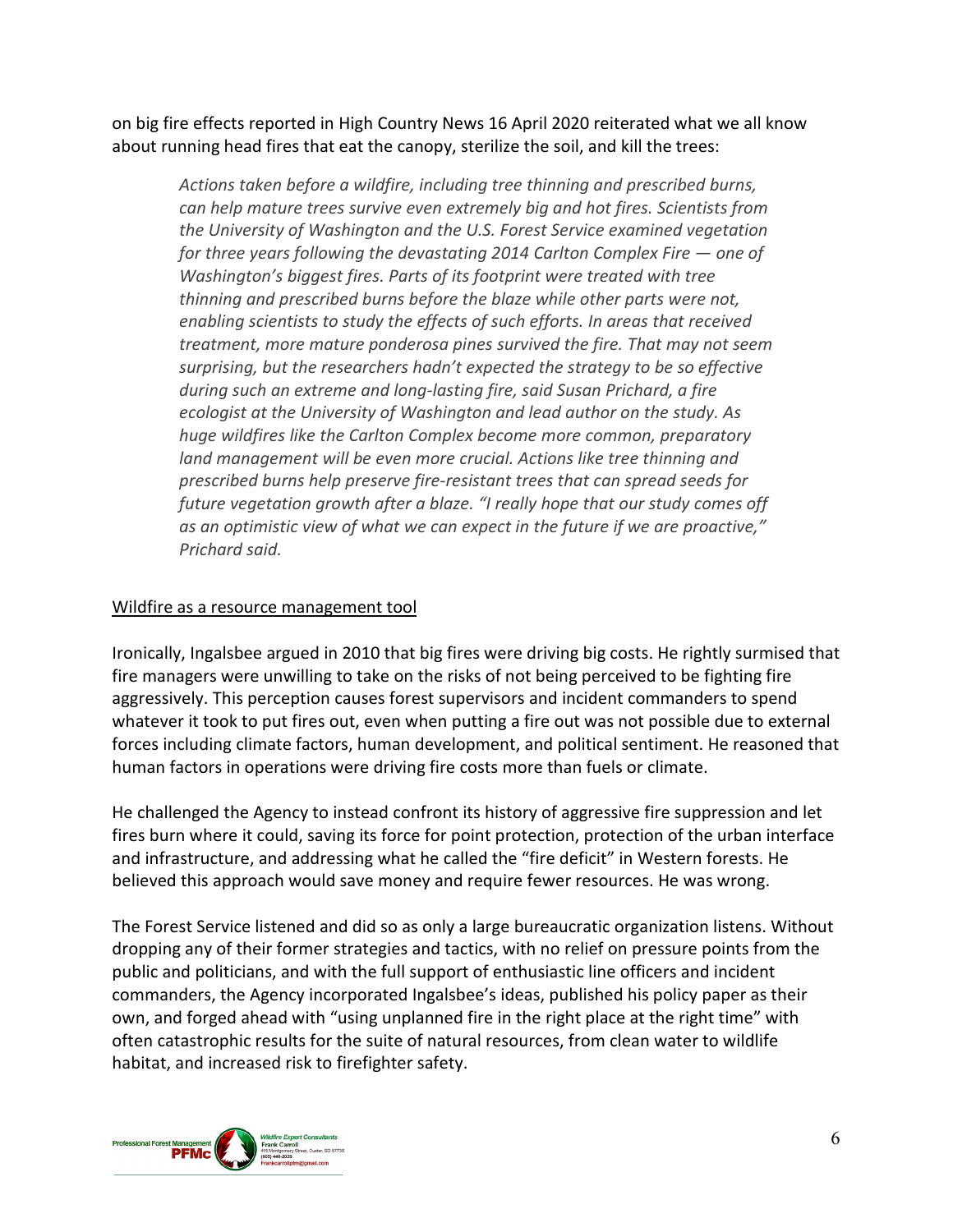on big fire effects reported in High Country News 16 April 2020 reiterated what we all know about running head fires that eat the canopy, sterilize the soil, and kill the trees:

> *Actions taken before a wildfire, including tree thinning and prescribed burns, can help mature trees survive even extremely big and hot fires. Scientists from the University of Washington and the U.S. Forest Service examined vegetation for three years following the devastating 2014 Carlton Complex Fire — one of Washington's biggest fires. Parts of its footprint were treated with tree thinning and prescribed burns before the blaze while other parts were not, enabling scientists to study the effects of such efforts. In areas that received treatment, more mature ponderosa pines survived the fire. That may not seem surprising, but the researchers hadn't expected the strategy to be so effective during such an extreme and long-lasting fire, said Susan Prichard, a fire ecologist at the University of Washington and lead author on the study. As huge wildfires like the Carlton Complex become more common, preparatory land management will be even more crucial. Actions like tree thinning and prescribed burns help preserve fire-resistant trees that can spread seeds for future vegetation growth after a blaze. "I really hope that our study comes off as an optimistic view of what we can expect in the future if we are proactive," Prichard said.*

<u>Wildfire as a resource management tool</u>

Ironically, Ingalsbee argued in 2010 that big fires were driving big costs. He rightly surmised that fire managers were unwilling to take on the risks of not being perceived to be fighting fire aggressively. This perception causes forest supervisors and incident commanders to spend whatever it took to put fires out, even when putting a fire out was not possible due to external forces including climate factors, human development, and political sentiment. He reasoned that human factors in operations were driving fire costs more than fuels or climate.

He challenged the Agency to instead confront its history of aggressive fire suppression and let fires burn where it could, saving its force for point protection, protection of the urban interface and infrastructure, and addressing what he called the "fire deficit" in Western forests. He believed this approach would save money and require fewer resources. He was wrong.

The Forest Service listened and did so as only a large bureaucratic organization listens. Without dropping any of their former strategies and tactics, with no relief on pressure points from the public and politicians, and with the full support of enthusiastic line officers and incident commanders, the Agency incorporated Ingalsbee's ideas, published his policy paper as their own, and forged ahead with "using unplanned fire in the right place at the right time" with often catastrophic results for the suite of natural resources, from clean water to wildlife habitat, and increased risk to firefighter safety.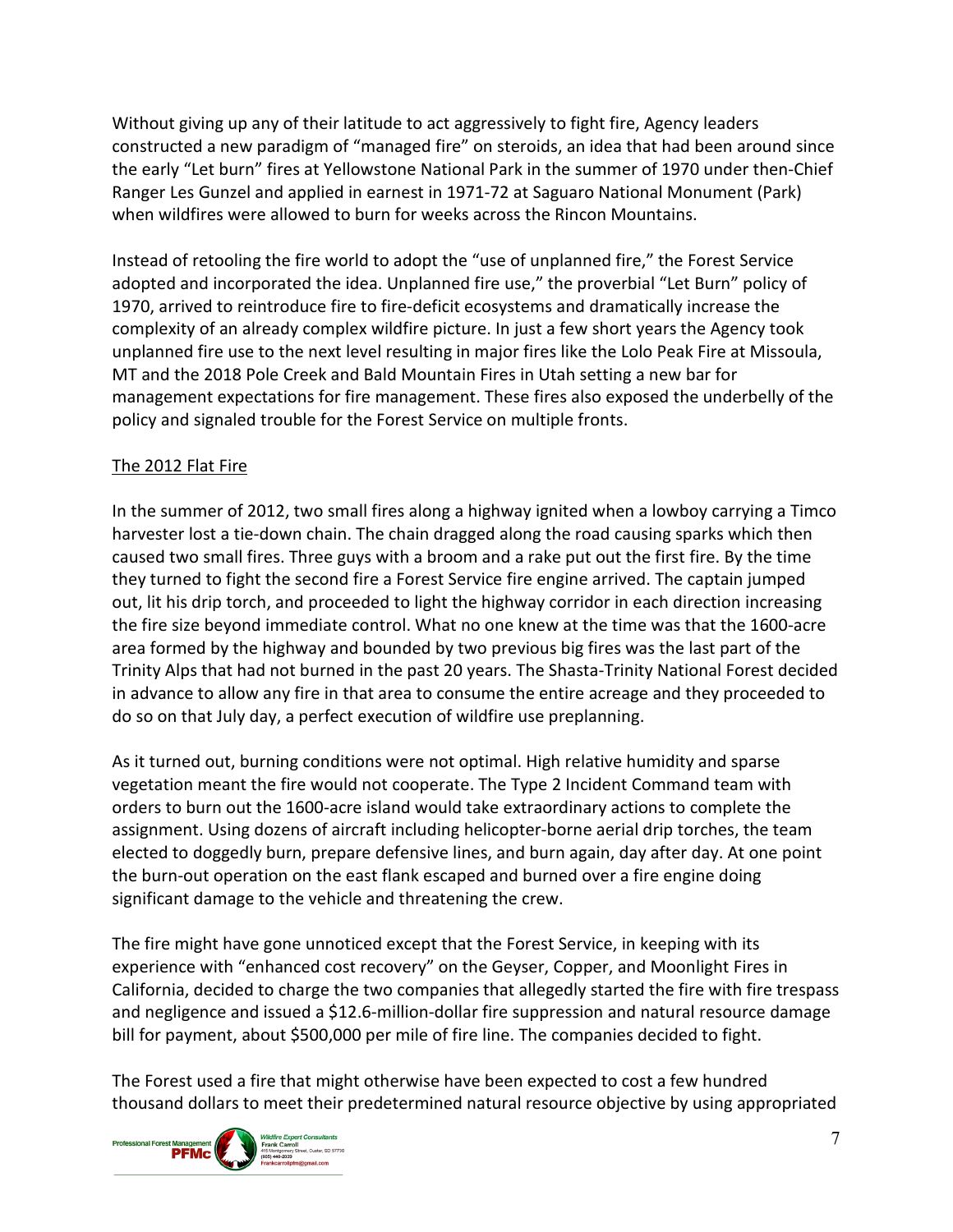Without giving up any of their latitude to act aggressively to fight fire, Agency leaders constructed a new paradigm of "managed fire" on steroids, an idea that had been around since the early "Let burn" fires at Yellowstone National Park in the summer of 1970 under then-Chief Ranger Les Gunzel and applied in earnest in 1971-72 at Saguaro National Monument (Park) when wildfires were allowed to burn for weeks across the Rincon Mountains.

Instead of retooling the fire world to adopt the "use of unplanned fire," the Forest Service adopted and incorporated the idea. Unplanned fire use," the proverbial "Let Burn" policy of 1970, arrived to reintroduce fire to fire-deficit ecosystems and dramatically increase the complexity of an already complex wildfire picture. In just a few short years the Agency took unplanned fire use to the next level resulting in major fires like the Lolo Peak Fire at Missoula, MT and the 2018 Pole Creek and Bald Mountain Fires in Utah setting a new bar for management expectations for fire management. These fires also exposed the underbelly of the policy and signaled trouble for the Forest Service on multiple fronts.

## The 2012 Flat Fire

In the summer of 2012, two small fires along a highway ignited when a lowboy carrying a Timco harvester lost a tie-down chain. The chain dragged along the road causing sparks which then caused two small fires. Three guys with a broom and a rake put out the first fire. By the time they turned to fight the second fire a Forest Service fire engine arrived. The captain jumped out, lit his drip torch, and proceeded to light the highway corridor in each direction increasing the fire size beyond immediate control. What no one knew at the time was that the 1600-acre area formed by the highway and bounded by two previous big fires was the last part of the Trinity Alps that had not burned in the past 20 years. The Shasta-Trinity National Forest decided in advance to allow any fire in that area to consume the entire acreage and they proceeded to do so on that July day, a perfect execution of wildfire use preplanning.

As it turned out, burning conditions were not optimal. High relative humidity and sparse vegetation meant the fire would not cooperate. The Type 2 Incident Command team with orders to burn out the 1600-acre island would take extraordinary actions to complete the assignment. Using dozens of aircraft including helicopter-borne aerial drip torches, the team elected to doggedly burn, prepare defensive lines, and burn again, day after day. At one point the burn-out operation on the east flank escaped and burned over a fire engine doing significant damage to the vehicle and threatening the crew.

The fire might have gone unnoticed except that the Forest Service, in keeping with its experience with "enhanced cost recovery" on the Geyser, Copper, and Moonlight Fires in California, decided to charge the two companies that allegedly started the fire with fire trespass and negligence and issued a $12.6-million-dollar fire suppression and natural resource damage bill for payment, about $500,000 per mile of fire line. The companies decided to fight.

The Forest used a fire that might otherwise have been expected to cost a few hundred thousand dollars to meet their predetermined natural resource objective by using appropriated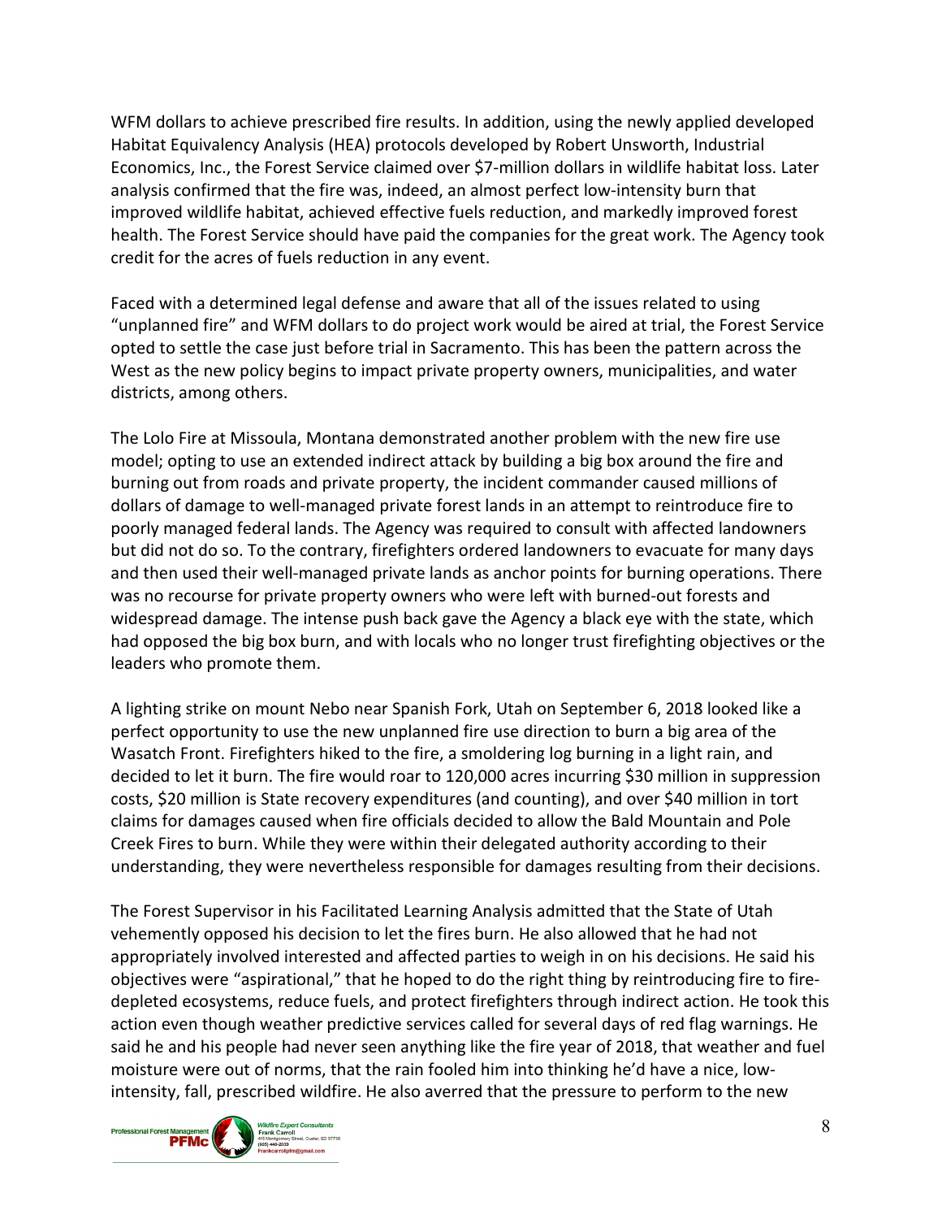WFM dollars to achieve prescribed fire results. In addition, using the newly applied developed Habitat Equivalency Analysis (HEA) protocols developed by Robert Unsworth, Industrial Economics, Inc., the Forest Service claimed over $7-million dollars in wildlife habitat loss. Later analysis confirmed that the fire was, indeed, an almost perfect low-intensity burn that improved wildlife habitat, achieved effective fuels reduction, and markedly improved forest health. The Forest Service should have paid the companies for the great work. The Agency took credit for the acres of fuels reduction in any event.

Faced with a determined legal defense and aware that all of the issues related to using "unplanned fire" and WFM dollars to do project work would be aired at trial, the Forest Service opted to settle the case just before trial in Sacramento. This has been the pattern across the West as the new policy begins to impact private property owners, municipalities, and water districts, among others.

The Lolo Fire at Missoula, Montana demonstrated another problem with the new fire use model; opting to use an extended indirect attack by building a big box around the fire and burning out from roads and private property, the incident commander caused millions of dollars of damage to well-managed private forest lands in an attempt to reintroduce fire to poorly managed federal lands. The Agency was required to consult with affected landowners but did not do so. To the contrary, firefighters ordered landowners to evacuate for many days and then used their well-managed private lands as anchor points for burning operations. There was no recourse for private property owners who were left with burned-out forests and widespread damage. The intense push back gave the Agency a black eye with the state, which had opposed the big box burn, and with locals who no longer trust firefighting objectives or the leaders who promote them.

A lighting strike on mount Nebo near Spanish Fork, Utah on September 6, 2018 looked like a perfect opportunity to use the new unplanned fire use direction to burn a big area of the Wasatch Front. Firefighters hiked to the fire, a smoldering log burning in a light rain, and decided to let it burn. The fire would roar to 120,000 acres incurring $30 million in suppression costs, $20 million is State recovery expenditures (and counting), and over $40 million in tort claims for damages caused when fire officials decided to allow the Bald Mountain and Pole Creek Fires to burn. While they were within their delegated authority according to their understanding, they were nevertheless responsible for damages resulting from their decisions.

The Forest Supervisor in his Facilitated Learning Analysis admitted that the State of Utah vehemently opposed his decision to let the fires burn. He also allowed that he had not appropriately involved interested and affected parties to weigh in on his decisions. He said his objectives were "aspirational," that he hoped to do the right thing by reintroducing fire to fire-depleted ecosystems, reduce fuels, and protect firefighters through indirect action. He took this action even though weather predictive services called for several days of red flag warnings. He said he and his people had never seen anything like the fire year of 2018, that weather and fuel moisture were out of norms, that the rain fooled him into thinking he'd have a nice, low-intensity, fall, prescribed wildfire. He also averred that the pressure to perform to the new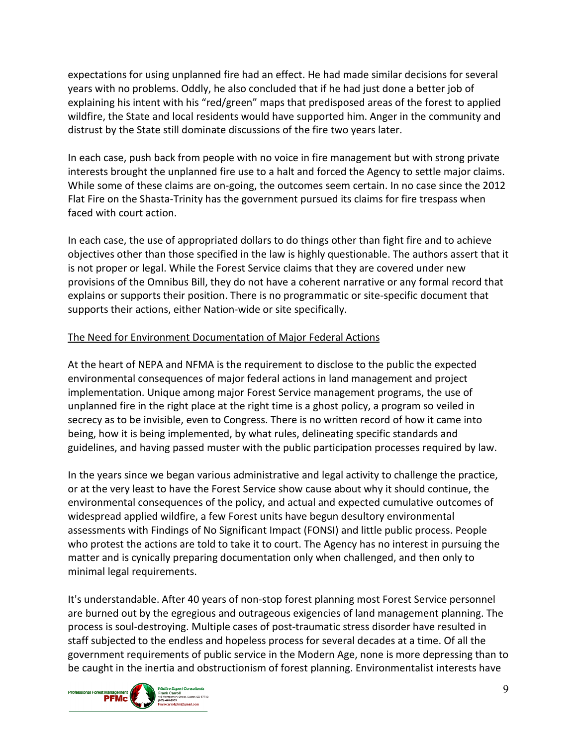expectations for using unplanned fire had an effect. He had made similar decisions for several years with no problems. Oddly, he also concluded that if he had just done a better job of explaining his intent with his "red/green" maps that predisposed areas of the forest to applied wildfire, the State and local residents would have supported him. Anger in the community and distrust by the State still dominate discussions of the fire two years later.

In each case, push back from people with no voice in fire management but with strong private interests brought the unplanned fire use to a halt and forced the Agency to settle major claims. While some of these claims are on-going, the outcomes seem certain. In no case since the 2012 Flat Fire on the Shasta-Trinity has the government pursued its claims for fire trespass when faced with court action.

In each case, the use of appropriated dollars to do things other than fight fire and to achieve objectives other than those specified in the law is highly questionable. The authors assert that it is not proper or legal. While the Forest Service claims that they are covered under new provisions of the Omnibus Bill, they do not have a coherent narrative or any formal record that explains or supports their position. There is no programmatic or site-specific document that supports their actions, either Nation-wide or site specifically.

<u>The Need for Environment Documentation of Major Federal Actions</u>

At the heart of NEPA and NFMA is the requirement to disclose to the public the expected environmental consequences of major federal actions in land management and project implementation. Unique among major Forest Service management programs, the use of unplanned fire in the right place at the right time is a ghost policy, a program so veiled in secrecy as to be invisible, even to Congress. There is no written record of how it came into being, how it is being implemented, by what rules, delineating specific standards and guidelines, and having passed muster with the public participation processes required by law.

In the years since we began various administrative and legal activity to challenge the practice, or at the very least to have the Forest Service show cause about why it should continue, the environmental consequences of the policy, and actual and expected cumulative outcomes of widespread applied wildfire, a few Forest units have begun desultory environmental assessments with Findings of No Significant Impact (FONSI) and little public process. People who protest the actions are told to take it to court. The Agency has no interest in pursuing the matter and is cynically preparing documentation only when challenged, and then only to minimal legal requirements.

It's understandable. After 40 years of non-stop forest planning most Forest Service personnel are burned out by the egregious and outrageous exigencies of land management planning. The process is soul-destroying. Multiple cases of post-traumatic stress disorder have resulted in staff subjected to the endless and hopeless process for several decades at a time. Of all the government requirements of public service in the Modern Age, none is more depressing than to be caught in the inertia and obstructionism of forest planning. Environmentalist interests have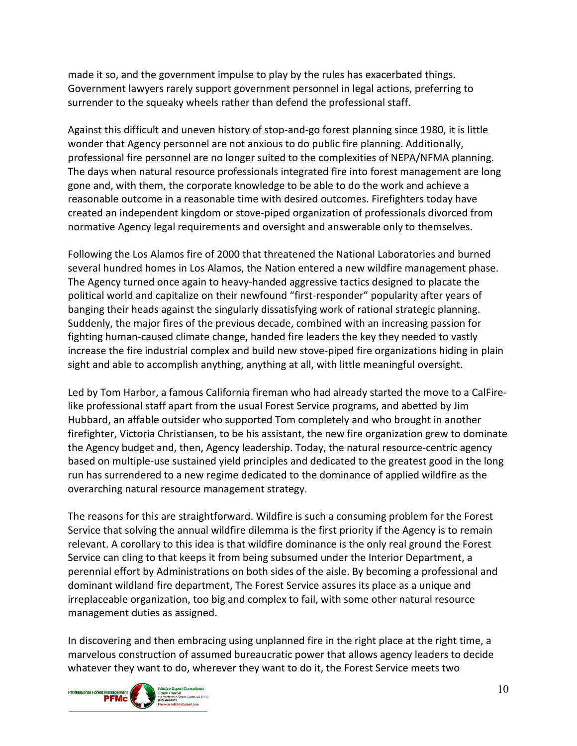made it so, and the government impulse to play by the rules has exacerbated things. Government lawyers rarely support government personnel in legal actions, preferring to surrender to the squeaky wheels rather than defend the professional staff.

Against this difficult and uneven history of stop-and-go forest planning since 1980, it is little wonder that Agency personnel are not anxious to do public fire planning. Additionally, professional fire personnel are no longer suited to the complexities of NEPA/NFMA planning. The days when natural resource professionals integrated fire into forest management are long gone and, with them, the corporate knowledge to be able to do the work and achieve a reasonable outcome in a reasonable time with desired outcomes. Firefighters today have created an independent kingdom or stove-piped organization of professionals divorced from normative Agency legal requirements and oversight and answerable only to themselves.

Following the Los Alamos fire of 2000 that threatened the National Laboratories and burned several hundred homes in Los Alamos, the Nation entered a new wildfire management phase. The Agency turned once again to heavy-handed aggressive tactics designed to placate the political world and capitalize on their newfound "first-responder" popularity after years of banging their heads against the singularly dissatisfying work of rational strategic planning. Suddenly, the major fires of the previous decade, combined with an increasing passion for fighting human-caused climate change, handed fire leaders the key they needed to vastly increase the fire industrial complex and build new stove-piped fire organizations hiding in plain sight and able to accomplish anything, anything at all, with little meaningful oversight.

Led by Tom Harbor, a famous California fireman who had already started the move to a CalFire-like professional staff apart from the usual Forest Service programs, and abetted by Jim Hubbard, an affable outsider who supported Tom completely and who brought in another firefighter, Victoria Christiansen, to be his assistant, the new fire organization grew to dominate the Agency budget and, then, Agency leadership. Today, the natural resource-centric agency based on multiple-use sustained yield principles and dedicated to the greatest good in the long run has surrendered to a new regime dedicated to the dominance of applied wildfire as the overarching natural resource management strategy.

The reasons for this are straightforward. Wildfire is such a consuming problem for the Forest Service that solving the annual wildfire dilemma is the first priority if the Agency is to remain relevant. A corollary to this idea is that wildfire dominance is the only real ground the Forest Service can cling to that keeps it from being subsumed under the Interior Department, a perennial effort by Administrations on both sides of the aisle. By becoming a professional and dominant wildland fire department, The Forest Service assures its place as a unique and irreplaceable organization, too big and complex to fail, with some other natural resource management duties as assigned.

In discovering and then embracing using unplanned fire in the right place at the right time, a marvelous construction of assumed bureaucratic power that allows agency leaders to decide whatever they want to do, wherever they want to do it, the Forest Service meets two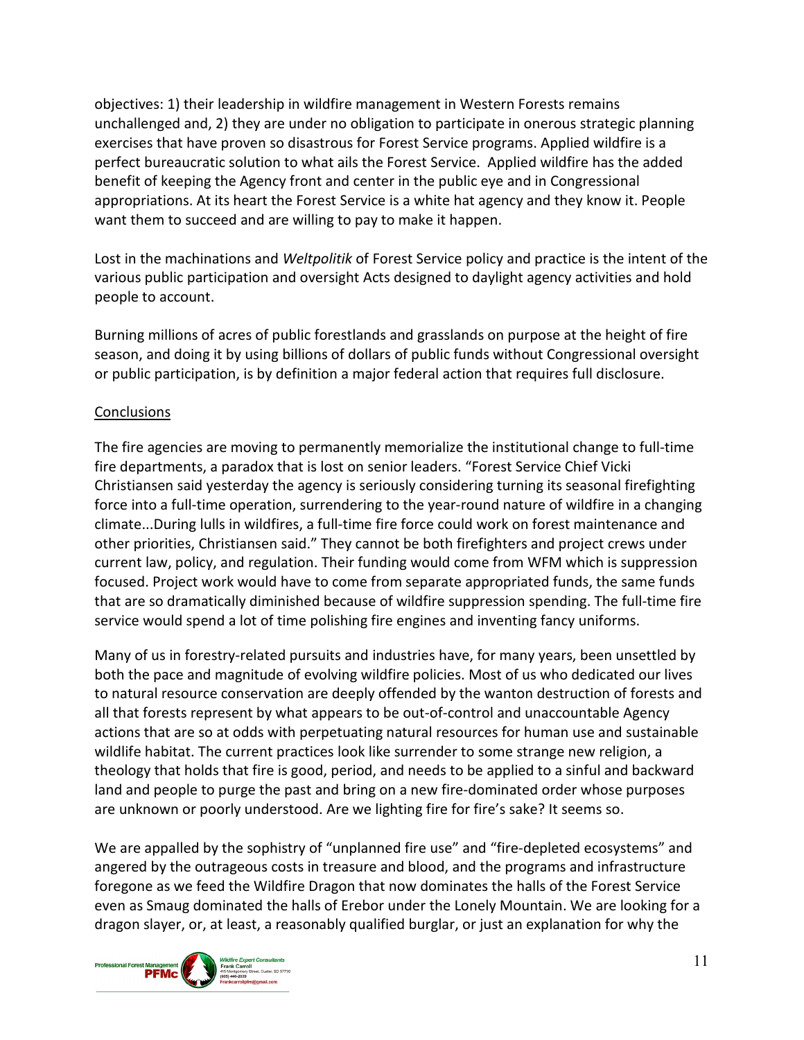objectives: 1) their leadership in wildfire management in Western Forests remains unchallenged and, 2) they are under no obligation to participate in onerous strategic planning exercises that have proven so disastrous for Forest Service programs. Applied wildfire is a perfect bureaucratic solution to what ails the Forest Service. Applied wildfire has the added benefit of keeping the Agency front and center in the public eye and in Congressional appropriations. At its heart the Forest Service is a white hat agency and they know it. People want them to succeed and are willing to pay to make it happen.

Lost in the machinations and *Weltpolitik* of Forest Service policy and practice is the intent of the various public participation and oversight Acts designed to daylight agency activities and hold people to account.

Burning millions of acres of public forestlands and grasslands on purpose at the height of fire season, and doing it by using billions of dollars of public funds without Congressional oversight or public participation, is by definition a major federal action that requires full disclosure.

## Conclusions

The fire agencies are moving to permanently memorialize the institutional change to full-time fire departments, a paradox that is lost on senior leaders. "Forest Service Chief Vicki Christiansen said yesterday the agency is seriously considering turning its seasonal firefighting force into a full-time operation, surrendering to the year-round nature of wildfire in a changing climate...During lulls in wildfires, a full-time fire force could work on forest maintenance and other priorities, Christiansen said." They cannot be both firefighters and project crews under current law, policy, and regulation. Their funding would come from WFM which is suppression focused. Project work would have to come from separate appropriated funds, the same funds that are so dramatically diminished because of wildfire suppression spending. The full-time fire service would spend a lot of time polishing fire engines and inventing fancy uniforms.

Many of us in forestry-related pursuits and industries have, for many years, been unsettled by both the pace and magnitude of evolving wildfire policies. Most of us who dedicated our lives to natural resource conservation are deeply offended by the wanton destruction of forests and all that forests represent by what appears to be out-of-control and unaccountable Agency actions that are so at odds with perpetuating natural resources for human use and sustainable wildlife habitat. The current practices look like surrender to some strange new religion, a theology that holds that fire is good, period, and needs to be applied to a sinful and backward land and people to purge the past and bring on a new fire-dominated order whose purposes are unknown or poorly understood. Are we lighting fire for fire's sake? It seems so.

We are appalled by the sophistry of "unplanned fire use" and "fire-depleted ecosystems" and angered by the outrageous costs in treasure and blood, and the programs and infrastructure foregone as we feed the Wildfire Dragon that now dominates the halls of the Forest Service even as Smaug dominated the halls of Erebor under the Lonely Mountain. We are looking for a dragon slayer, or, at least, a reasonably qualified burglar, or just an explanation for why the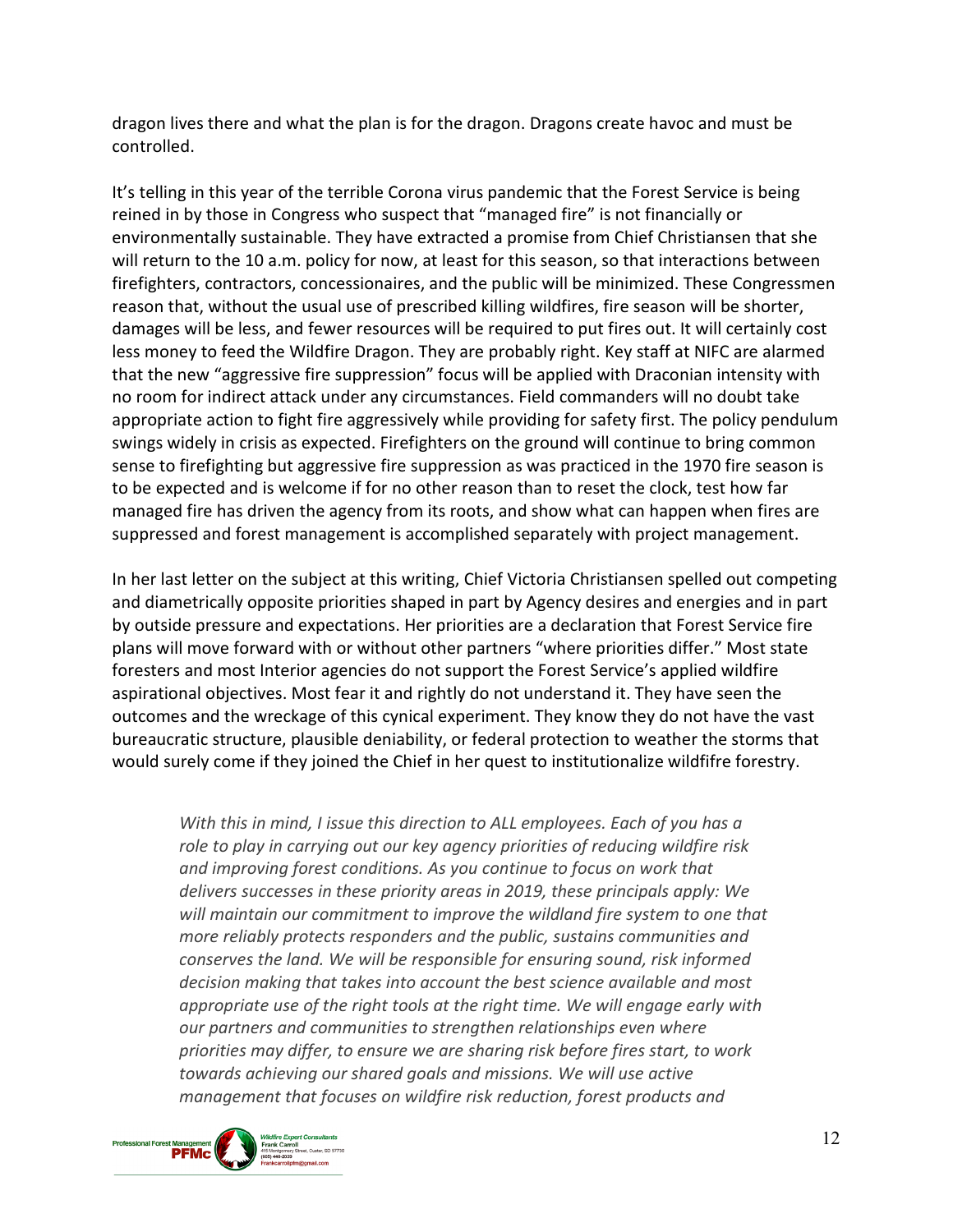dragon lives there and what the plan is for the dragon. Dragons create havoc and must be controlled.

It's telling in this year of the terrible Corona virus pandemic that the Forest Service is being reined in by those in Congress who suspect that "managed fire" is not financially or environmentally sustainable. They have extracted a promise from Chief Christiansen that she will return to the 10 a.m. policy for now, at least for this season, so that interactions between firefighters, contractors, concessionaires, and the public will be minimized. These Congressmen reason that, without the usual use of prescribed killing wildfires, fire season will be shorter, damages will be less, and fewer resources will be required to put fires out. It will certainly cost less money to feed the Wildfire Dragon. They are probably right. Key staff at NIFC are alarmed that the new "aggressive fire suppression" focus will be applied with Draconian intensity with no room for indirect attack under any circumstances. Field commanders will no doubt take appropriate action to fight fire aggressively while providing for safety first. The policy pendulum swings widely in crisis as expected. Firefighters on the ground will continue to bring common sense to firefighting but aggressive fire suppression as was practiced in the 1970 fire season is to be expected and is welcome if for no other reason than to reset the clock, test how far managed fire has driven the agency from its roots, and show what can happen when fires are suppressed and forest management is accomplished separately with project management.

In her last letter on the subject at this writing, Chief Victoria Christiansen spelled out competing and diametrically opposite priorities shaped in part by Agency desires and energies and in part by outside pressure and expectations. Her priorities are a declaration that Forest Service fire plans will move forward with or without other partners "where priorities differ." Most state foresters and most Interior agencies do not support the Forest Service's applied wildfire aspirational objectives. Most fear it and rightly do not understand it. They have seen the outcomes and the wreckage of this cynical experiment. They know they do not have the vast bureaucratic structure, plausible deniability, or federal protection to weather the storms that would surely come if they joined the Chief in her quest to institutionalize wildfifre forestry.

> *With this in mind, I issue this direction to ALL employees. Each of you has a role to play in carrying out our key agency priorities of reducing wildfire risk and improving forest conditions. As you continue to focus on work that delivers successes in these priority areas in 2019, these principals apply: We will maintain our commitment to improve the wildland fire system to one that more reliably protects responders and the public, sustains communities and conserves the land. We will be responsible for ensuring sound, risk informed decision making that takes into account the best science available and most appropriate use of the right tools at the right time. We will engage early with our partners and communities to strengthen relationships even where priorities may differ, to ensure we are sharing risk before fires start, to work towards achieving our shared goals and missions. We will use active management that focuses on wildfire risk reduction, forest products and*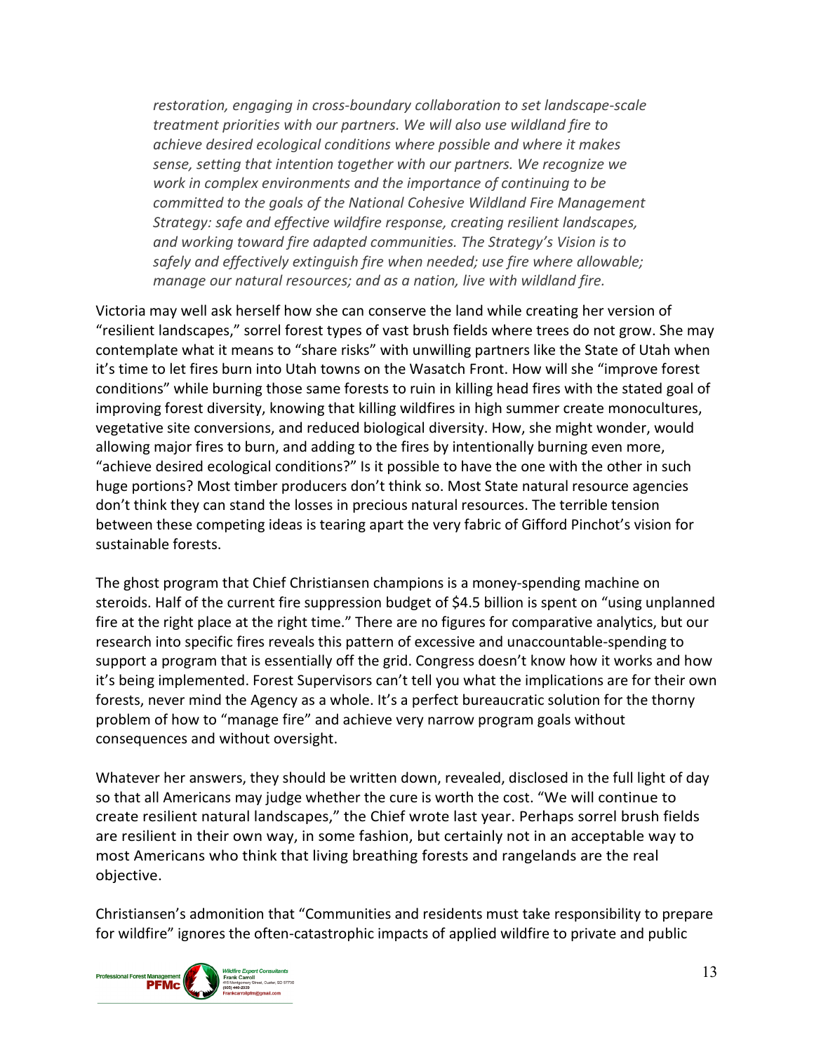*restoration, engaging in cross-boundary collaboration to set landscape-scale treatment priorities with our partners. We will also use wildland fire to achieve desired ecological conditions where possible and where it makes sense, setting that intention together with our partners. We recognize we work in complex environments and the importance of continuing to be committed to the goals of the National Cohesive Wildland Fire Management Strategy: safe and effective wildfire response, creating resilient landscapes, and working toward fire adapted communities. The Strategy's Vision is to safely and effectively extinguish fire when needed; use fire where allowable; manage our natural resources; and as a nation, live with wildland fire.*

Victoria may well ask herself how she can conserve the land while creating her version of "resilient landscapes," sorrel forest types of vast brush fields where trees do not grow. She may contemplate what it means to "share risks" with unwilling partners like the State of Utah when it's time to let fires burn into Utah towns on the Wasatch Front. How will she "improve forest conditions" while burning those same forests to ruin in killing head fires with the stated goal of improving forest diversity, knowing that killing wildfires in high summer create monocultures, vegetative site conversions, and reduced biological diversity. How, she might wonder, would allowing major fires to burn, and adding to the fires by intentionally burning even more, "achieve desired ecological conditions?" Is it possible to have the one with the other in such huge portions? Most timber producers don't think so. Most State natural resource agencies don't think they can stand the losses in precious natural resources. The terrible tension between these competing ideas is tearing apart the very fabric of Gifford Pinchot's vision for sustainable forests.

The ghost program that Chief Christiansen champions is a money-spending machine on steroids. Half of the current fire suppression budget of $4.5 billion is spent on "using unplanned fire at the right place at the right time." There are no figures for comparative analytics, but our research into specific fires reveals this pattern of excessive and unaccountable-spending to support a program that is essentially off the grid. Congress doesn't know how it works and how it's being implemented. Forest Supervisors can't tell you what the implications are for their own forests, never mind the Agency as a whole. It's a perfect bureaucratic solution for the thorny problem of how to "manage fire" and achieve very narrow program goals without consequences and without oversight.

Whatever her answers, they should be written down, revealed, disclosed in the full light of day so that all Americans may judge whether the cure is worth the cost. "We will continue to create resilient natural landscapes," the Chief wrote last year. Perhaps sorrel brush fields are resilient in their own way, in some fashion, but certainly not in an acceptable way to most Americans who think that living breathing forests and rangelands are the real objective.

Christiansen's admonition that "Communities and residents must take responsibility to prepare for wildfire" ignores the often-catastrophic impacts of applied wildfire to private and public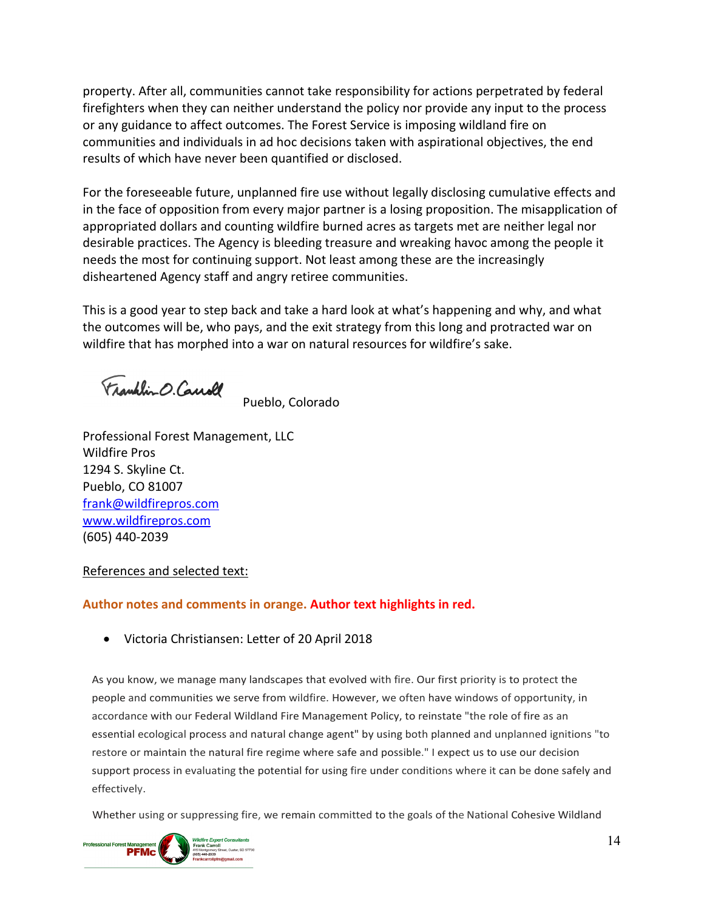property. After all, communities cannot take responsibility for actions perpetrated by federal firefighters when they can neither understand the policy nor provide any input to the process or any guidance to affect outcomes. The Forest Service is imposing wildland fire on communities and individuals in ad hoc decisions taken with aspirational objectives, the end results of which have never been quantified or disclosed.

For the foreseeable future, unplanned fire use without legally disclosing cumulative effects and in the face of opposition from every major partner is a losing proposition. The misapplication of appropriated dollars and counting wildfire burned acres as targets met are neither legal nor desirable practices. The Agency is bleeding treasure and wreaking havoc among the people it needs the most for continuing support. Not least among these are the increasingly disheartened Agency staff and angry retiree communities.

This is a good year to step back and take a hard look at what's happening and why, and what the outcomes will be, who pays, and the exit strategy from this long and protracted war on wildfire that has morphed into a war on natural resources for wildfire's sake.

Franklin O. Carroll Pueblo, Colorado

Professional Forest Management, LLC
Wildfire Pros
1294 S. Skyline Ct.
Pueblo, CO 81007
frank@wildfirepros.com
www.wildfirepros.com
(605) 440-2039

References and selected text:

**Author notes and comments in orange. Author text highlights in red.**

- Victoria Christiansen: Letter of 20 April 2018

As you know, we manage many landscapes that evolved with fire. Our first priority is to protect the people and communities we serve from wildfire. However, we often have windows of opportunity, in accordance with our Federal Wildland Fire Management Policy, to reinstate "the role of fire as an essential ecological process and natural change agent" by using both planned and unplanned ignitions "to restore or maintain the natural fire regime where safe and possible." I expect us to use our decision support process in evaluating the potential for using fire under conditions where it can be done safely and effectively.

Whether using or suppressing fire, we remain committed to the goals of the National Cohesive Wildland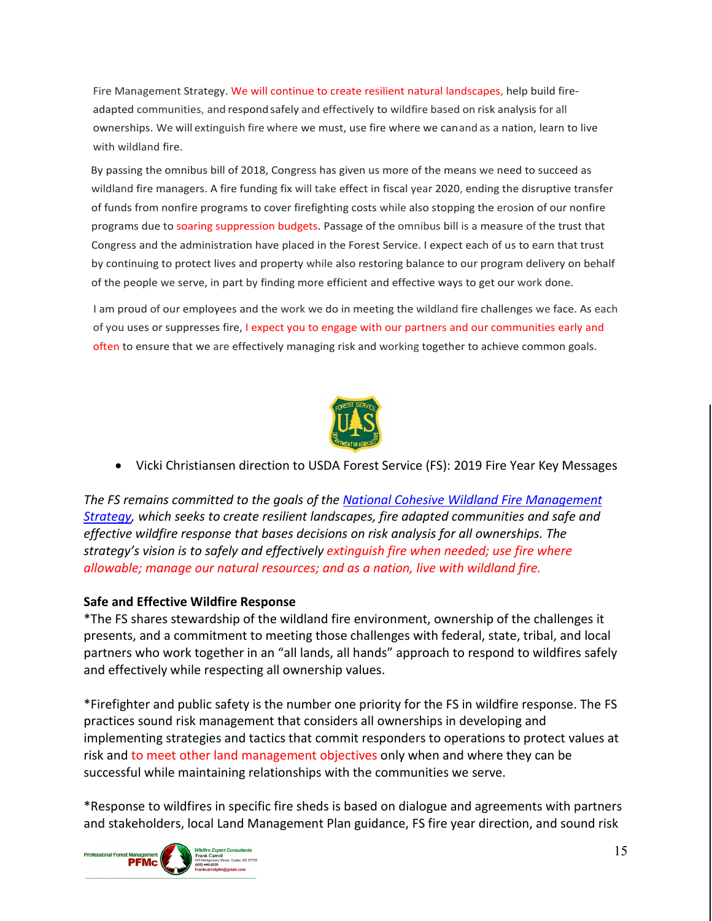Fire Management Strategy. We will continue to create resilient natural landscapes, help build fire-adapted communities, and respond safely and effectively to wildfire based on risk analysis for all ownerships. We will extinguish fire where we must, use fire where we can and as a nation, learn to live with wildland fire.

By passing the omnibus bill of 2018, Congress has given us more of the means we need to succeed as wildland fire managers. A fire funding fix will take effect in fiscal year 2020, ending the disruptive transfer of funds from nonfire programs to cover firefighting costs while also stopping the erosion of our nonfire programs due to soaring suppression budgets. Passage of the omnibus bill is a measure of the trust that Congress and the administration have placed in the Forest Service. I expect each of us to earn that trust by continuing to protect lives and property while also restoring balance to our program delivery on behalf of the people we serve, in part by finding more efficient and effective ways to get our work done.

I am proud of our employees and the work we do in meeting the wildland fire challenges we face. As each of you uses or suppresses fire, I expect you to engage with our partners and our communities early and often to ensure that we are effectively managing risk and working together to achieve common goals.

- Vicki Christiansen direction to USDA Forest Service (FS): 2019 Fire Year Key Messages

*The FS remains committed to the goals of the National Cohesive Wildland Fire Management Strategy, which seeks to create resilient landscapes, fire adapted communities and safe and effective wildfire response that bases decisions on risk analysis for all ownerships. The strategy's vision is to safely and effectively extinguish fire when needed; use fire where allowable; manage our natural resources; and as a nation, live with wildland fire.*

**Safe and Effective Wildfire Response**

*The FS shares stewardship of the wildland fire environment, ownership of the challenges it presents, and a commitment to meeting those challenges with federal, state, tribal, and local partners who work together in an "all lands, all hands" approach to respond to wildfires safely and effectively while respecting all ownership values.

*Firefighter and public safety is the number one priority for the FS in wildfire response. The FS practices sound risk management that considers all ownerships in developing and implementing strategies and tactics that commit responders to operations to protect values at risk and to meet other land management objectives only when and where they can be successful while maintaining relationships with the communities we serve.

*Response to wildfires in specific fire sheds is based on dialogue and agreements with partners and stakeholders, local Land Management Plan guidance, FS fire year direction, and sound risk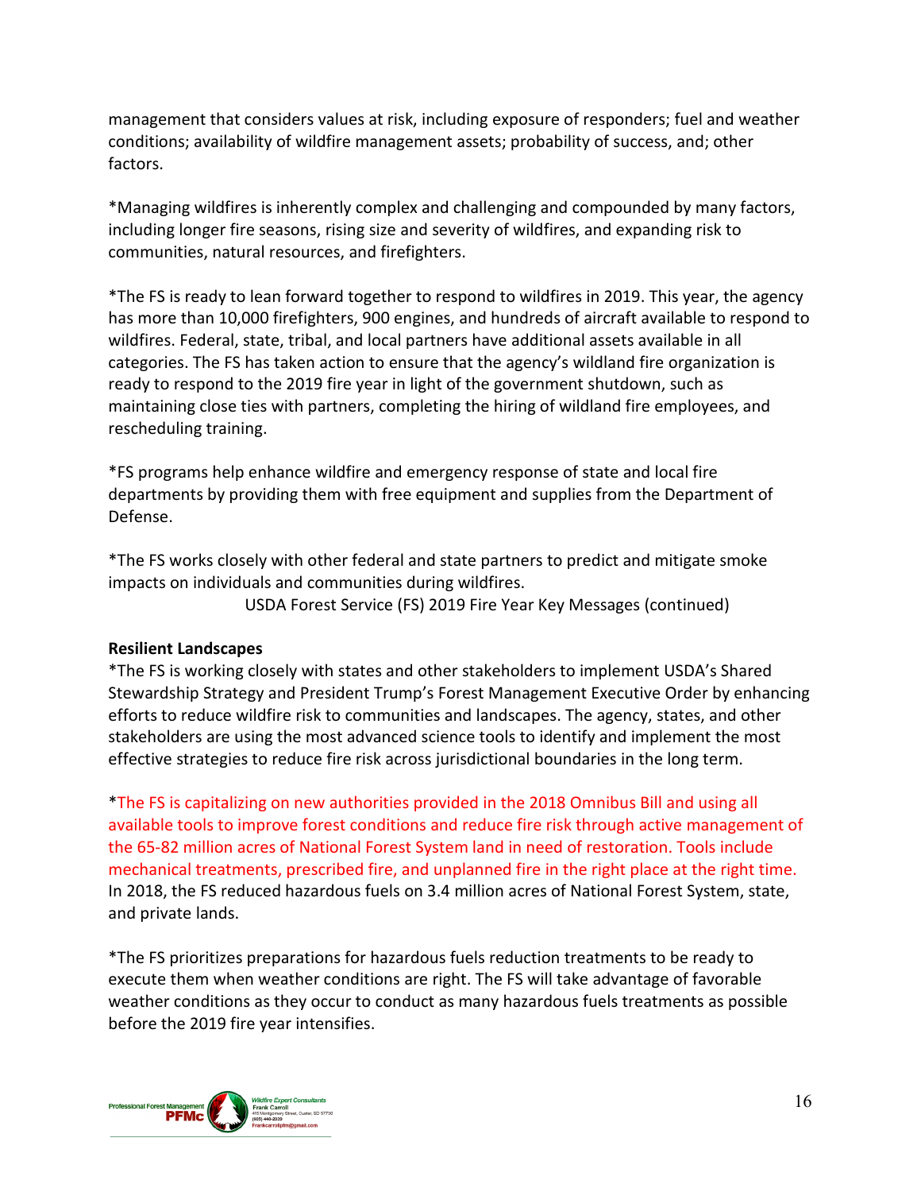management that considers values at risk, including exposure of responders; fuel and weather conditions; availability of wildfire management assets; probability of success, and; other factors.

*Managing wildfires is inherently complex and challenging and compounded by many factors, including longer fire seasons, rising size and severity of wildfires, and expanding risk to communities, natural resources, and firefighters.

*The FS is ready to lean forward together to respond to wildfires in 2019. This year, the agency has more than 10,000 firefighters, 900 engines, and hundreds of aircraft available to respond to wildfires. Federal, state, tribal, and local partners have additional assets available in all categories. The FS has taken action to ensure that the agency's wildland fire organization is ready to respond to the 2019 fire year in light of the government shutdown, such as maintaining close ties with partners, completing the hiring of wildland fire employees, and rescheduling training.

*FS programs help enhance wildfire and emergency response of state and local fire departments by providing them with free equipment and supplies from the Department of Defense.

*The FS works closely with other federal and state partners to predict and mitigate smoke impacts on individuals and communities during wildfires.

USDA Forest Service (FS) 2019 Fire Year Key Messages (continued)

**Resilient Landscapes**

*The FS is working closely with states and other stakeholders to implement USDA's Shared Stewardship Strategy and President Trump's Forest Management Executive Order by enhancing efforts to reduce wildfire risk to communities and landscapes. The agency, states, and other stakeholders are using the most advanced science tools to identify and implement the most effective strategies to reduce fire risk across jurisdictional boundaries in the long term.

*The FS is capitalizing on new authorities provided in the 2018 Omnibus Bill and using all available tools to improve forest conditions and reduce fire risk through active management of the 65-82 million acres of National Forest System land in need of restoration. Tools include mechanical treatments, prescribed fire, and unplanned fire in the right place at the right time. In 2018, the FS reduced hazardous fuels on 3.4 million acres of National Forest System, state, and private lands.

*The FS prioritizes preparations for hazardous fuels reduction treatments to be ready to execute them when weather conditions are right. The FS will take advantage of favorable weather conditions as they occur to conduct as many hazardous fuels treatments as possible before the 2019 fire year intensifies.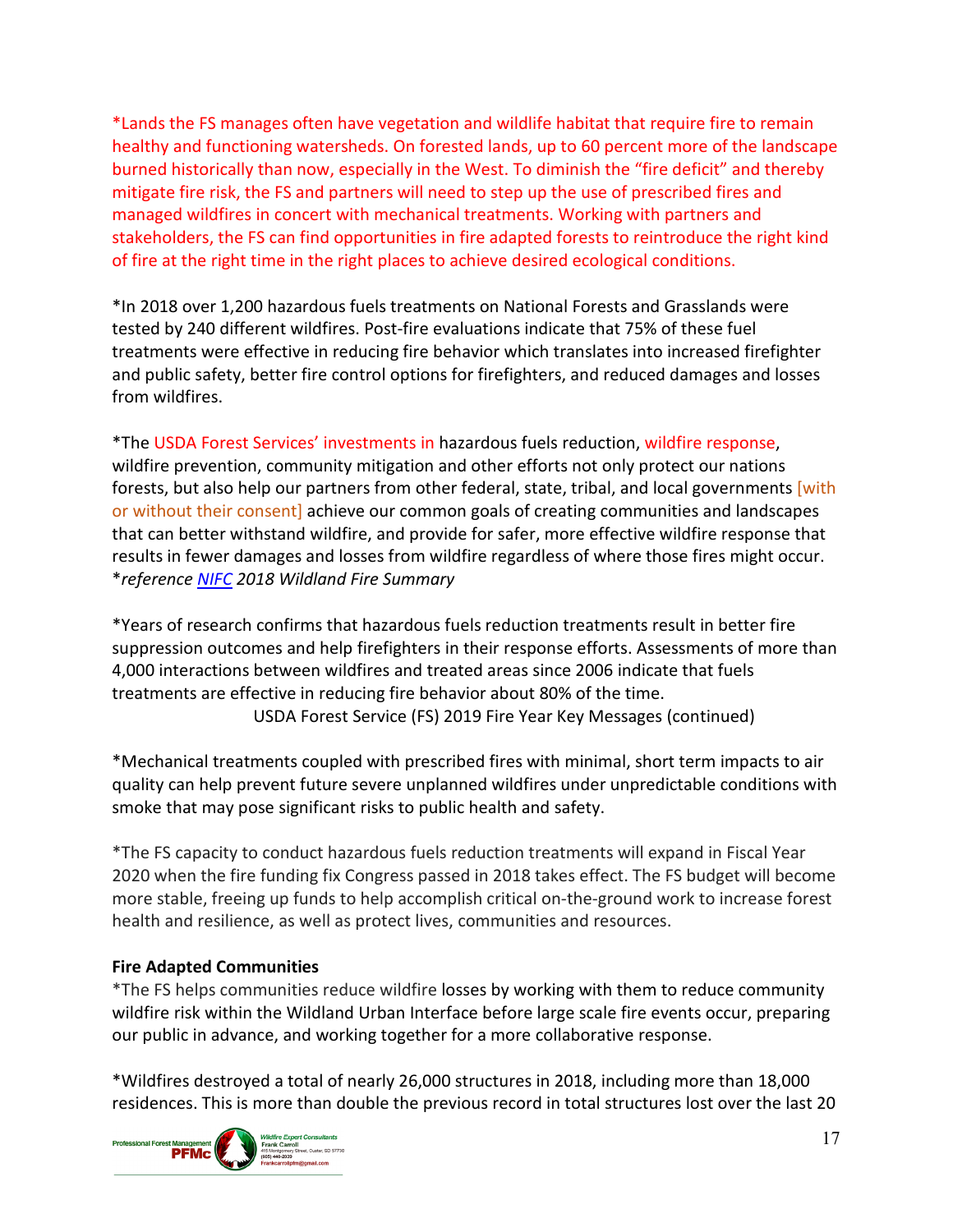*Lands the FS manages often have vegetation and wildlife habitat that require fire to remain healthy and functioning watersheds. On forested lands, up to 60 percent more of the landscape burned historically than now, especially in the West. To diminish the "fire deficit" and thereby mitigate fire risk, the FS and partners will need to step up the use of prescribed fires and managed wildfires in concert with mechanical treatments. Working with partners and stakeholders, the FS can find opportunities in fire adapted forests to reintroduce the right kind of fire at the right time in the right places to achieve desired ecological conditions.

*In 2018 over 1,200 hazardous fuels treatments on National Forests and Grasslands were tested by 240 different wildfires. Post-fire evaluations indicate that 75% of these fuel treatments were effective in reducing fire behavior which translates into increased firefighter and public safety, better fire control options for firefighters, and reduced damages and losses from wildfires.

*The USDA Forest Services' investments in hazardous fuels reduction, wildfire response, wildfire prevention, community mitigation and other efforts not only protect our nations forests, but also help our partners from other federal, state, tribal, and local governments [with or without their consent] achieve our common goals of creating communities and landscapes that can better withstand wildfire, and provide for safer, more effective wildfire response that results in fewer damages and losses from wildfire regardless of where those fires might occur. **reference NIFC 2018 Wildland Fire Summary*

*Years of research confirms that hazardous fuels reduction treatments result in better fire suppression outcomes and help firefighters in their response efforts. Assessments of more than 4,000 interactions between wildfires and treated areas since 2006 indicate that fuels treatments are effective in reducing fire behavior about 80% of the time.

USDA Forest Service (FS) 2019 Fire Year Key Messages (continued)

*Mechanical treatments coupled with prescribed fires with minimal, short term impacts to air quality can help prevent future severe unplanned wildfires under unpredictable conditions with smoke that may pose significant risks to public health and safety.

*The FS capacity to conduct hazardous fuels reduction treatments will expand in Fiscal Year 2020 when the fire funding fix Congress passed in 2018 takes effect. The FS budget will become more stable, freeing up funds to help accomplish critical on-the-ground work to increase forest health and resilience, as well as protect lives, communities and resources.

**Fire Adapted Communities**

*The FS helps communities reduce wildfire losses by working with them to reduce community wildfire risk within the Wildland Urban Interface before large scale fire events occur, preparing our public in advance, and working together for a more collaborative response.

*Wildfires destroyed a total of nearly 26,000 structures in 2018, including more than 18,000 residences. This is more than double the previous record in total structures lost over the last 20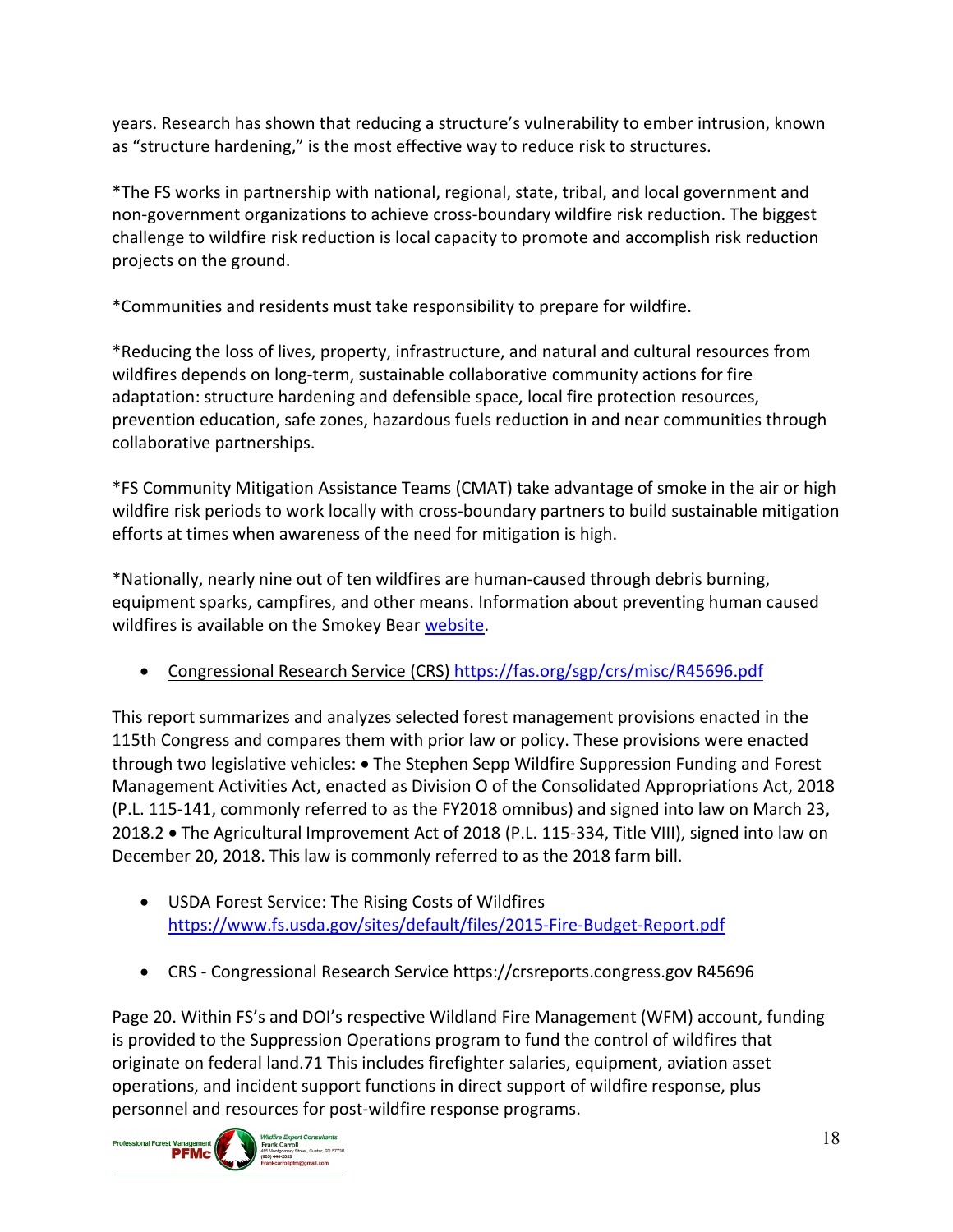years. Research has shown that reducing a structure's vulnerability to ember intrusion, known as "structure hardening," is the most effective way to reduce risk to structures.

*The FS works in partnership with national, regional, state, tribal, and local government and non-government organizations to achieve cross-boundary wildfire risk reduction. The biggest challenge to wildfire risk reduction is local capacity to promote and accomplish risk reduction projects on the ground.

*Communities and residents must take responsibility to prepare for wildfire.

*Reducing the loss of lives, property, infrastructure, and natural and cultural resources from wildfires depends on long-term, sustainable collaborative community actions for fire adaptation: structure hardening and defensible space, local fire protection resources, prevention education, safe zones, hazardous fuels reduction in and near communities through collaborative partnerships.

*FS Community Mitigation Assistance Teams (CMAT) take advantage of smoke in the air or high wildfire risk periods to work locally with cross-boundary partners to build sustainable mitigation efforts at times when awareness of the need for mitigation is high.

*Nationally, nearly nine out of ten wildfires are human-caused through debris burning, equipment sparks, campfires, and other means. Information about preventing human caused wildfires is available on the Smokey Bear website.

- Congressional Research Service (CRS) https://fas.org/sgp/crs/misc/R45696.pdf

This report summarizes and analyzes selected forest management provisions enacted in the 115th Congress and compares them with prior law or policy. These provisions were enacted through two legislative vehicles: • The Stephen Sepp Wildfire Suppression Funding and Forest Management Activities Act, enacted as Division O of the Consolidated Appropriations Act, 2018 (P.L. 115-141, commonly referred to as the FY2018 omnibus) and signed into law on March 23, 2018.2 • The Agricultural Improvement Act of 2018 (P.L. 115-334, Title VIII), signed into law on December 20, 2018. This law is commonly referred to as the 2018 farm bill.

- USDA Forest Service: The Rising Costs of Wildfires https://www.fs.usda.gov/sites/default/files/2015-Fire-Budget-Report.pdf

- CRS - Congressional Research Service https://crsreports.congress.gov R45696

Page 20. Within FS's and DOI's respective Wildland Fire Management (WFM) account, funding is provided to the Suppression Operations program to fund the control of wildfires that originate on federal land.71 This includes firefighter salaries, equipment, aviation asset operations, and incident support functions in direct support of wildfire response, plus personnel and resources for post-wildfire response programs.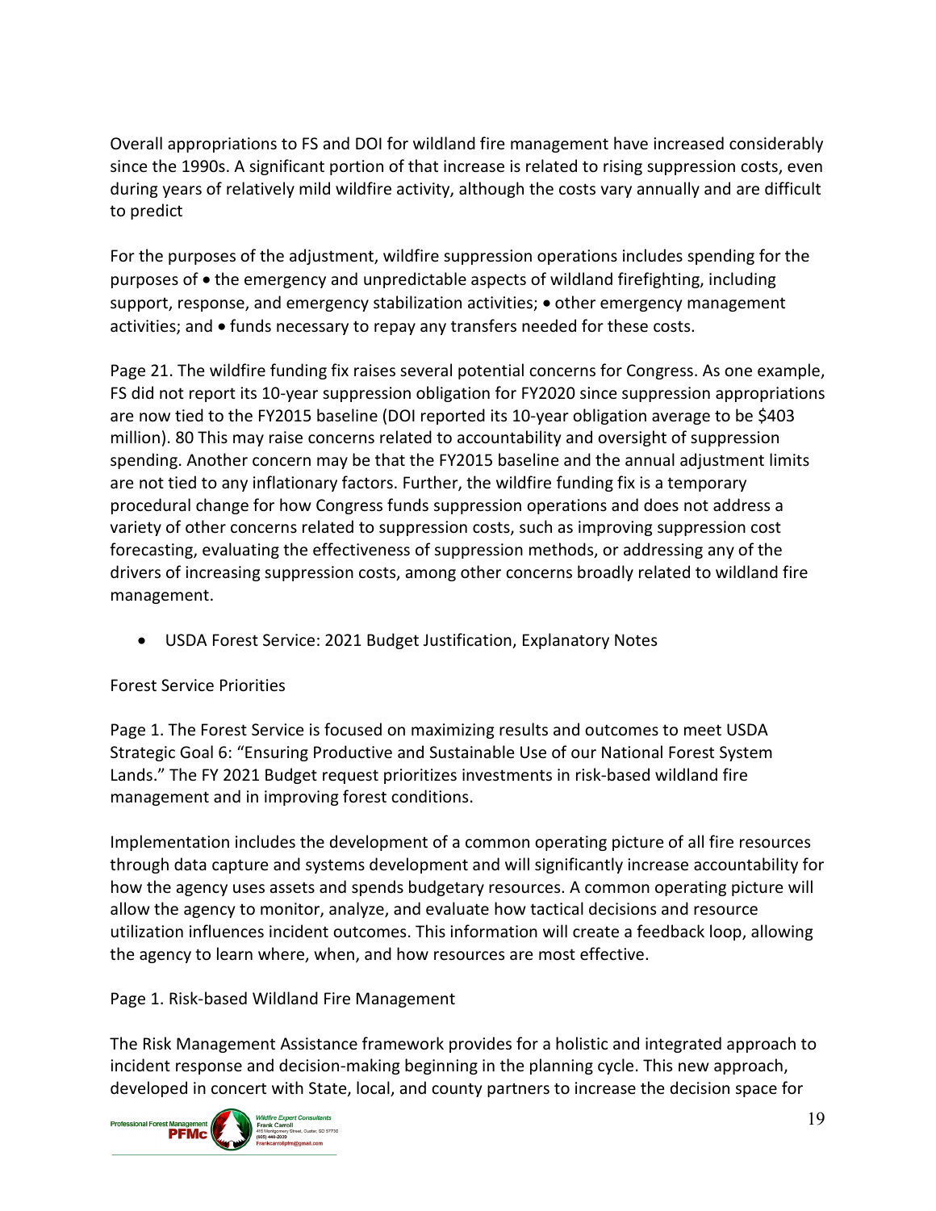Overall appropriations to FS and DOI for wildland fire management have increased considerably since the 1990s. A significant portion of that increase is related to rising suppression costs, even during years of relatively mild wildfire activity, although the costs vary annually and are difficult to predict

For the purposes of the adjustment, wildfire suppression operations includes spending for the purposes of • the emergency and unpredictable aspects of wildland firefighting, including support, response, and emergency stabilization activities; • other emergency management activities; and • funds necessary to repay any transfers needed for these costs.

Page 21. The wildfire funding fix raises several potential concerns for Congress. As one example, FS did not report its 10-year suppression obligation for FY2020 since suppression appropriations are now tied to the FY2015 baseline (DOI reported its 10-year obligation average to be $403 million). 80 This may raise concerns related to accountability and oversight of suppression spending. Another concern may be that the FY2015 baseline and the annual adjustment limits are not tied to any inflationary factors. Further, the wildfire funding fix is a temporary procedural change for how Congress funds suppression operations and does not address a variety of other concerns related to suppression costs, such as improving suppression cost forecasting, evaluating the effectiveness of suppression methods, or addressing any of the drivers of increasing suppression costs, among other concerns broadly related to wildland fire management.

- USDA Forest Service: 2021 Budget Justification, Explanatory Notes

Forest Service Priorities

Page 1. The Forest Service is focused on maximizing results and outcomes to meet USDA Strategic Goal 6: "Ensuring Productive and Sustainable Use of our National Forest System Lands." The FY 2021 Budget request prioritizes investments in risk-based wildland fire management and in improving forest conditions.

Implementation includes the development of a common operating picture of all fire resources through data capture and systems development and will significantly increase accountability for how the agency uses assets and spends budgetary resources. A common operating picture will allow the agency to monitor, analyze, and evaluate how tactical decisions and resource utilization influences incident outcomes. This information will create a feedback loop, allowing the agency to learn where, when, and how resources are most effective.

Page 1. Risk-based Wildland Fire Management

The Risk Management Assistance framework provides for a holistic and integrated approach to incident response and decision-making beginning in the planning cycle. This new approach, developed in concert with State, local, and county partners to increase the decision space for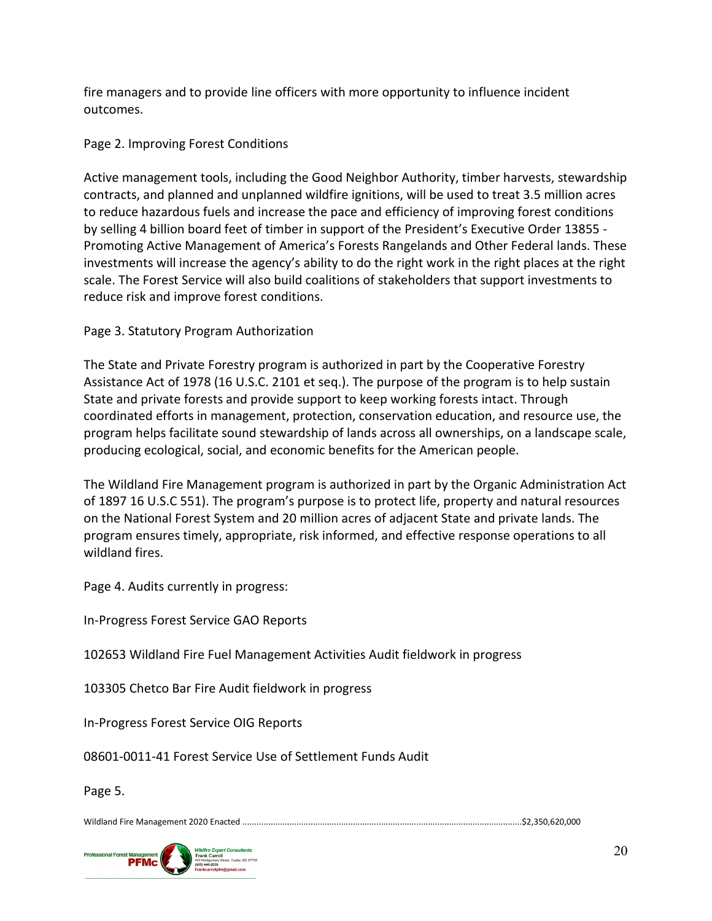fire managers and to provide line officers with more opportunity to influence incident outcomes.

Page 2. Improving Forest Conditions

Active management tools, including the Good Neighbor Authority, timber harvests, stewardship contracts, and planned and unplanned wildfire ignitions, will be used to treat 3.5 million acres to reduce hazardous fuels and increase the pace and efficiency of improving forest conditions by selling 4 billion board feet of timber in support of the President's Executive Order 13855 - Promoting Active Management of America's Forests Rangelands and Other Federal lands. These investments will increase the agency's ability to do the right work in the right places at the right scale. The Forest Service will also build coalitions of stakeholders that support investments to reduce risk and improve forest conditions.

Page 3. Statutory Program Authorization

The State and Private Forestry program is authorized in part by the Cooperative Forestry Assistance Act of 1978 (16 U.S.C. 2101 et seq.). The purpose of the program is to help sustain State and private forests and provide support to keep working forests intact. Through coordinated efforts in management, protection, conservation education, and resource use, the program helps facilitate sound stewardship of lands across all ownerships, on a landscape scale, producing ecological, social, and economic benefits for the American people.

The Wildland Fire Management program is authorized in part by the Organic Administration Act of 1897 16 U.S.C 551). The program's purpose is to protect life, property and natural resources on the National Forest System and 20 million acres of adjacent State and private lands. The program ensures timely, appropriate, risk informed, and effective response operations to all wildland fires.

Page 4. Audits currently in progress:

In-Progress Forest Service GAO Reports

102653 Wildland Fire Fuel Management Activities Audit fieldwork in progress

103305 Chetco Bar Fire Audit fieldwork in progress

In-Progress Forest Service OIG Reports

08601-0011-41 Forest Service Use of Settlement Funds Audit

Page 5.

Wildland Fire Management 2020 Enacted ......................................................................................................................$2,350,620,000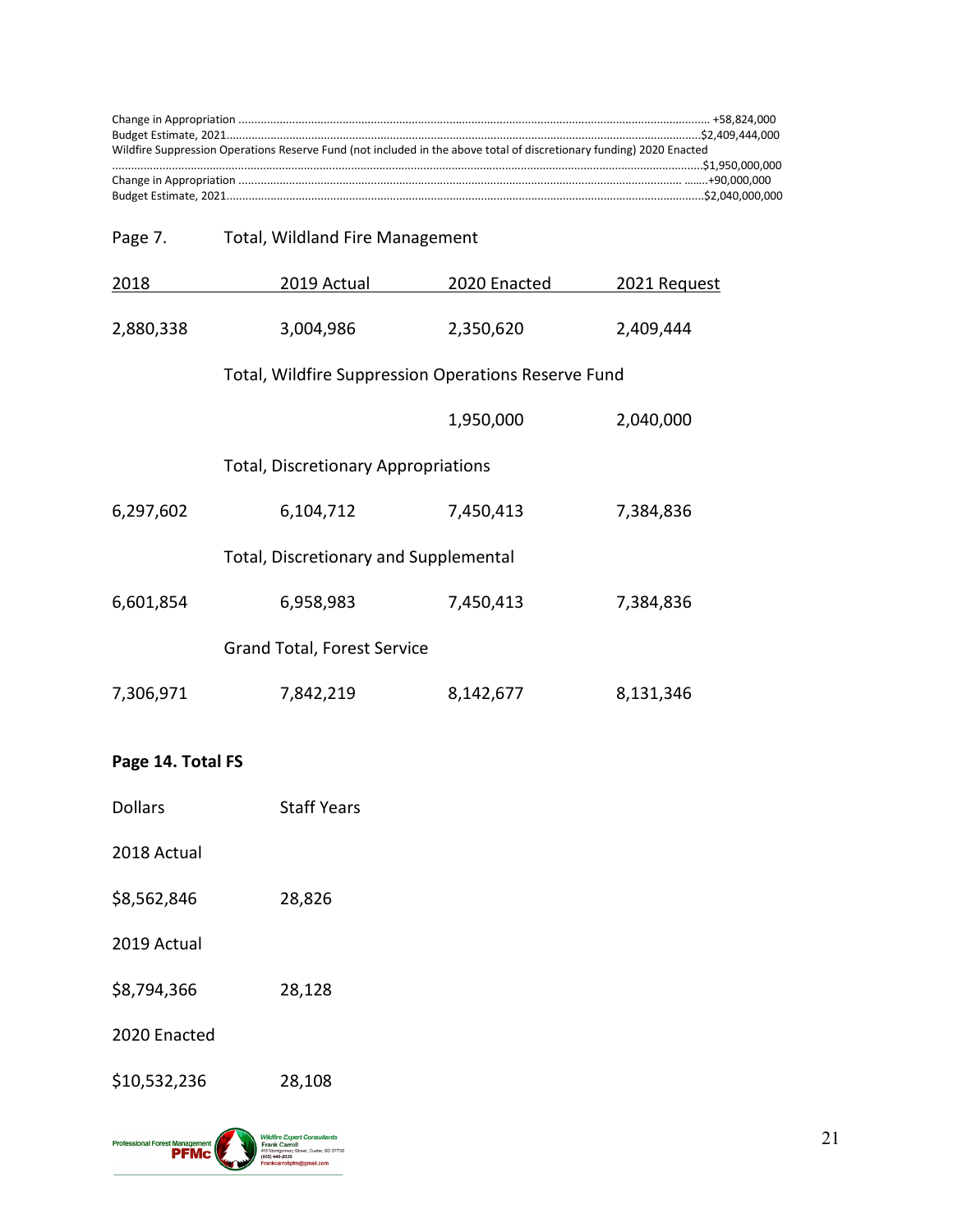Change in Appropriation ................................................................................................................................................ +58,824,000
Budget Estimate, 2021....................................................................................................................................................$2,409,444,000
Wildfire Suppression Operations Reserve Fund (not included in the above total of discretionary funding) 2020 Enacted
..................................................................................................................................................................................$1,950,000,000
Change in Appropriation .................................................................................................................................... ........+90,000,000
Budget Estimate, 2021.....................................................................................................................................................$2,040,000,000

Page 7. Total, Wildland Fire Management

| 2018 | 2019 Actual | 2020 Enacted | 2021 Request |
|---|---|---|---|
| 2,880,338 | 3,004,986 | 2,350,620 | 2,409,444 |
| | Total, Wildfire Suppression Operations Reserve Fund | | |
| | | 1,950,000 | 2,040,000 |
| | Total, Discretionary Appropriations | | |
| 6,297,602 | 6,104,712 | 7,450,413 | 7,384,836 |
| | Total, Discretionary and Supplemental | | |
| 6,601,854 | 6,958,983 | 7,450,413 | 7,384,836 |
| | Grand Total, Forest Service | | |
| 7,306,971 | 7,842,219 | 8,142,677 | 8,131,346 |

**Page 14. Total FS**

| Dollars | Staff Years |
|---|---|
| 2018 Actual | |
| $8,562,846 | 28,826 |
| 2019 Actual | |
| $8,794,366 | 28,128 |
| 2020 Enacted | |
| $10,532,236 | 28,108 |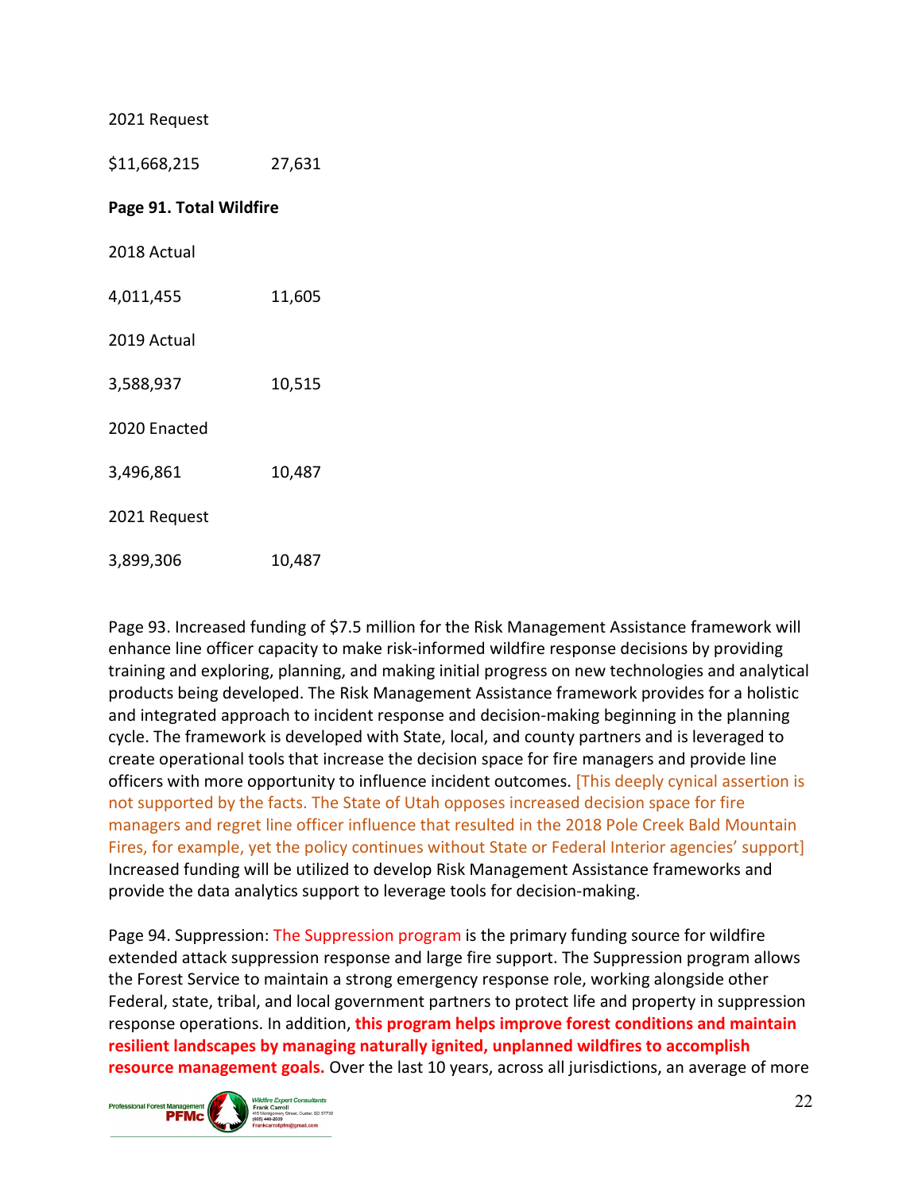2021 Request

$11,668,215 27,631

**Page 91. Total Wildfire**

2018 Actual

4,011,455 11,605

2019 Actual

3,588,937 10,515

2020 Enacted

3,496,861 10,487

2021 Request

3,899,306 10,487

Page 93. Increased funding of $7.5 million for the Risk Management Assistance framework will enhance line officer capacity to make risk-informed wildfire response decisions by providing training and exploring, planning, and making initial progress on new technologies and analytical products being developed. The Risk Management Assistance framework provides for a holistic and integrated approach to incident response and decision-making beginning in the planning cycle. The framework is developed with State, local, and county partners and is leveraged to create operational tools that increase the decision space for fire managers and provide line officers with more opportunity to influence incident outcomes. [This deeply cynical assertion is not supported by the facts. The State of Utah opposes increased decision space for fire managers and regret line officer influence that resulted in the 2018 Pole Creek Bald Mountain Fires, for example, yet the policy continues without State or Federal Interior agencies' support] Increased funding will be utilized to develop Risk Management Assistance frameworks and provide the data analytics support to leverage tools for decision-making.

Page 94. Suppression: The Suppression program is the primary funding source for wildfire extended attack suppression response and large fire support. The Suppression program allows the Forest Service to maintain a strong emergency response role, working alongside other Federal, state, tribal, and local government partners to protect life and property in suppression response operations. In addition, **this program helps improve forest conditions and maintain resilient landscapes by managing naturally ignited, unplanned wildfires to accomplish resource management goals.** Over the last 10 years, across all jurisdictions, an average of more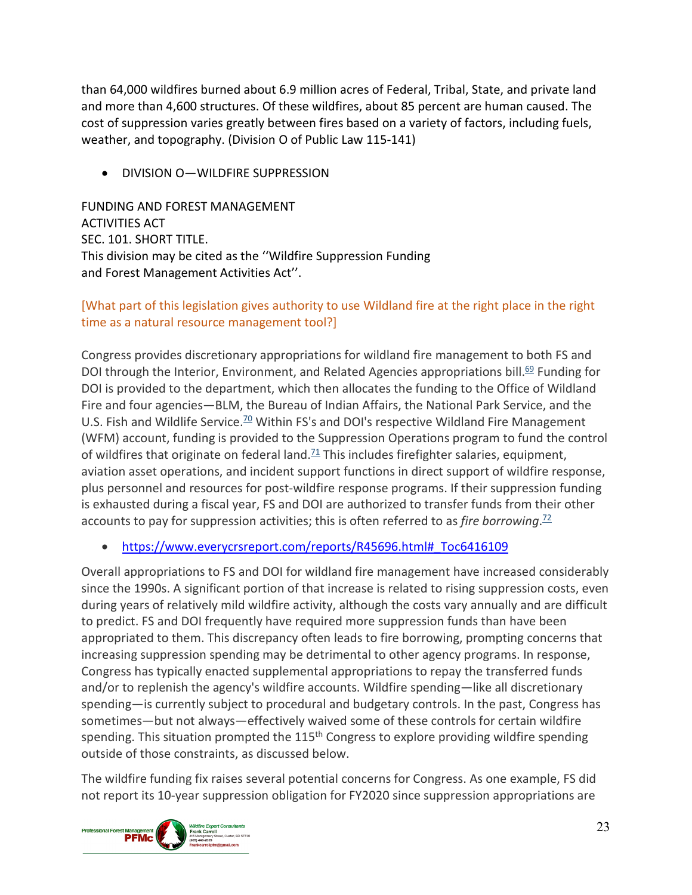than 64,000 wildfires burned about 6.9 million acres of Federal, Tribal, State, and private land and more than 4,600 structures. Of these wildfires, about 85 percent are human caused. The cost of suppression varies greatly between fires based on a variety of factors, including fuels, weather, and topography. (Division O of Public Law 115-141)

- DIVISION O—WILDFIRE SUPPRESSION

FUNDING AND FOREST MANAGEMENT
ACTIVITIES ACT
SEC. 101. SHORT TITLE.
This division may be cited as the ''Wildfire Suppression Funding
and Forest Management Activities Act''.

[What part of this legislation gives authority to use Wildland fire at the right place in the right time as a natural resource management tool?]

Congress provides discretionary appropriations for wildland fire management to both FS and DOI through the Interior, Environment, and Related Agencies appropriations bill.[69] Funding for DOI is provided to the department, which then allocates the funding to the Office of Wildland Fire and four agencies—BLM, the Bureau of Indian Affairs, the National Park Service, and the U.S. Fish and Wildlife Service.[70] Within FS's and DOI's respective Wildland Fire Management (WFM) account, funding is provided to the Suppression Operations program to fund the control of wildfires that originate on federal land.[71] This includes firefighter salaries, equipment, aviation asset operations, and incident support functions in direct support of wildfire response, plus personnel and resources for post-wildfire response programs. If their suppression funding is exhausted during a fiscal year, FS and DOI are authorized to transfer funds from their other accounts to pay for suppression activities; this is often referred to as *fire borrowing*.[72]

- https://www.everycrsreport.com/reports/R45696.html#_Toc6416109

Overall appropriations to FS and DOI for wildland fire management have increased considerably since the 1990s. A significant portion of that increase is related to rising suppression costs, even during years of relatively mild wildfire activity, although the costs vary annually and are difficult to predict. FS and DOI frequently have required more suppression funds than have been appropriated to them. This discrepancy often leads to fire borrowing, prompting concerns that increasing suppression spending may be detrimental to other agency programs. In response, Congress has typically enacted supplemental appropriations to repay the transferred funds and/or to replenish the agency's wildfire accounts. Wildfire spending—like all discretionary spending—is currently subject to procedural and budgetary controls. In the past, Congress has sometimes—but not always—effectively waived some of these controls for certain wildfire spending. This situation prompted the 115th Congress to explore providing wildfire spending outside of those constraints, as discussed below.

The wildfire funding fix raises several potential concerns for Congress. As one example, FS did not report its 10-year suppression obligation for FY2020 since suppression appropriations are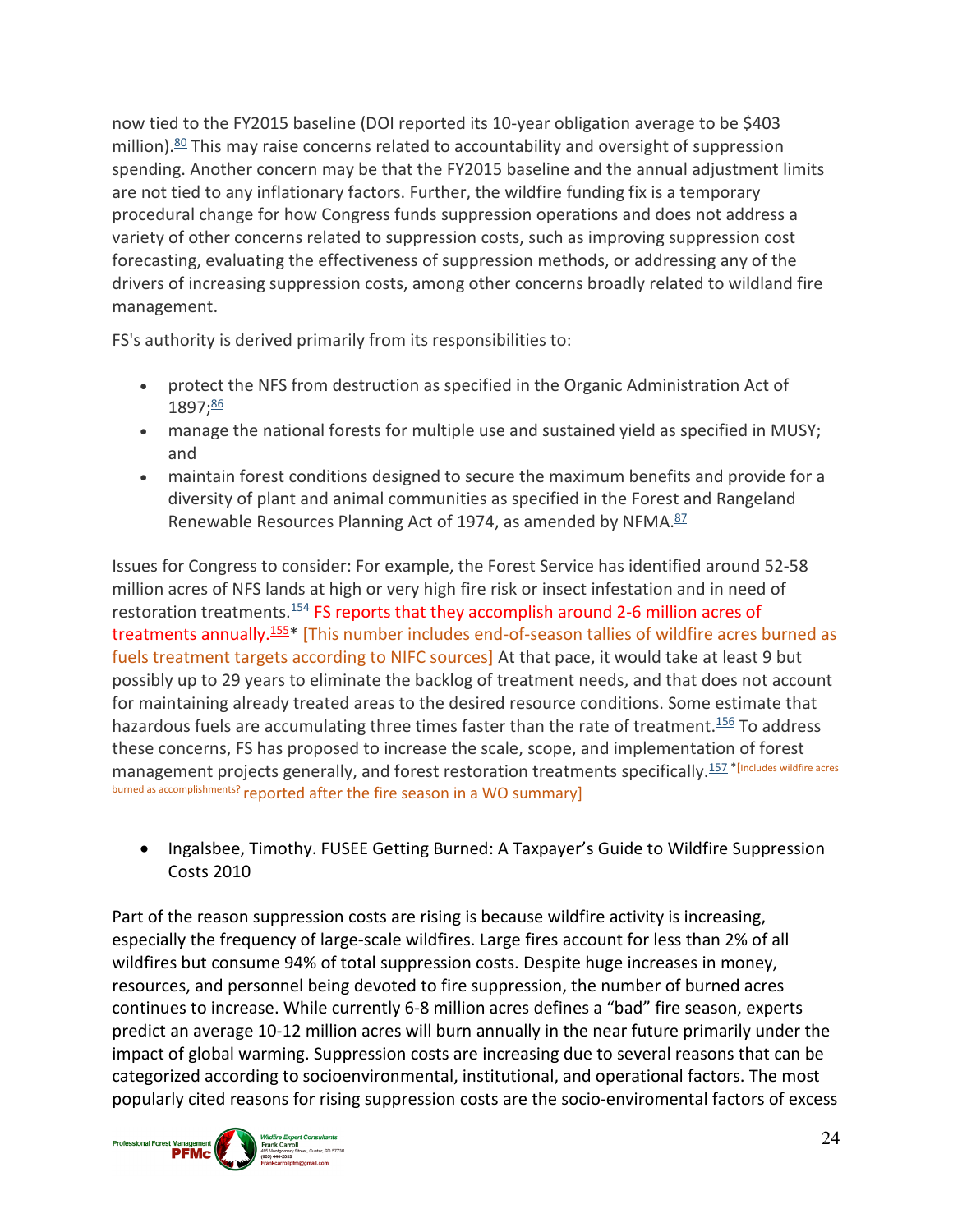now tied to the FY2015 baseline (DOI reported its 10-year obligation average to be $403 million).[80] This may raise concerns related to accountability and oversight of suppression spending. Another concern may be that the FY2015 baseline and the annual adjustment limits are not tied to any inflationary factors. Further, the wildfire funding fix is a temporary procedural change for how Congress funds suppression operations and does not address a variety of other concerns related to suppression costs, such as improving suppression cost forecasting, evaluating the effectiveness of suppression methods, or addressing any of the drivers of increasing suppression costs, among other concerns broadly related to wildland fire management.

FS's authority is derived primarily from its responsibilities to:

- protect the NFS from destruction as specified in the Organic Administration Act of 1897;[86]
- manage the national forests for multiple use and sustained yield as specified in MUSY; and
- maintain forest conditions designed to secure the maximum benefits and provide for a diversity of plant and animal communities as specified in the Forest and Rangeland Renewable Resources Planning Act of 1974, as amended by NFMA.[87]

Issues for Congress to consider: For example, the Forest Service has identified around 52-58 million acres of NFS lands at high or very high fire risk or insect infestation and in need of restoration treatments.[154] FS reports that they accomplish around 2-6 million acres of treatments annually.[155]* [This number includes end-of-season tallies of wildfire acres burned as fuels treatment targets according to NIFC sources] At that pace, it would take at least 9 but possibly up to 29 years to eliminate the backlog of treatment needs, and that does not account for maintaining already treated areas to the desired resource conditions. Some estimate that hazardous fuels are accumulating three times faster than the rate of treatment.[156] To address these concerns, FS has proposed to increase the scale, scope, and implementation of forest management projects generally, and forest restoration treatments specifically.[157] *[Includes wildfire acres burned as accomplishments? reported after the fire season in a WO summary]

- Ingalsbee, Timothy. FUSEE Getting Burned: A Taxpayer's Guide to Wildfire Suppression Costs 2010

Part of the reason suppression costs are rising is because wildfire activity is increasing, especially the frequency of large-scale wildfires. Large fires account for less than 2% of all wildfires but consume 94% of total suppression costs. Despite huge increases in money, resources, and personnel being devoted to fire suppression, the number of burned acres continues to increase. While currently 6-8 million acres defines a "bad" fire season, experts predict an average 10-12 million acres will burn annually in the near future primarily under the impact of global warming. Suppression costs are increasing due to several reasons that can be categorized according to socioenvironmental, institutional, and operational factors. The most popularly cited reasons for rising suppression costs are the socio-enviromental factors of excess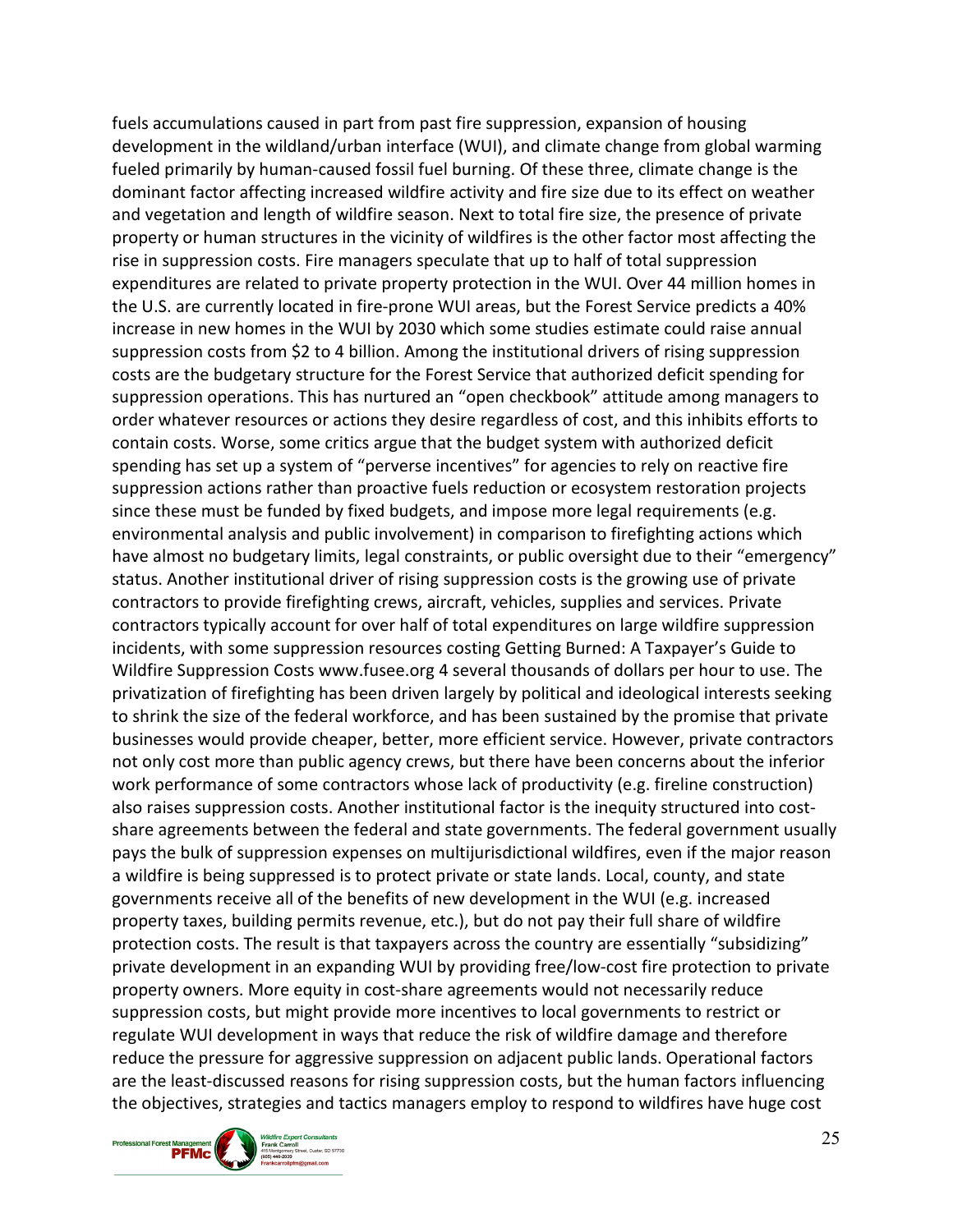fuels accumulations caused in part from past fire suppression, expansion of housing development in the wildland/urban interface (WUI), and climate change from global warming fueled primarily by human-caused fossil fuel burning. Of these three, climate change is the dominant factor affecting increased wildfire activity and fire size due to its effect on weather and vegetation and length of wildfire season. Next to total fire size, the presence of private property or human structures in the vicinity of wildfires is the other factor most affecting the rise in suppression costs. Fire managers speculate that up to half of total suppression expenditures are related to private property protection in the WUI. Over 44 million homes in the U.S. are currently located in fire-prone WUI areas, but the Forest Service predicts a 40% increase in new homes in the WUI by 2030 which some studies estimate could raise annual suppression costs from $2 to 4 billion. Among the institutional drivers of rising suppression costs are the budgetary structure for the Forest Service that authorized deficit spending for suppression operations. This has nurtured an "open checkbook" attitude among managers to order whatever resources or actions they desire regardless of cost, and this inhibits efforts to contain costs. Worse, some critics argue that the budget system with authorized deficit spending has set up a system of "perverse incentives" for agencies to rely on reactive fire suppression actions rather than proactive fuels reduction or ecosystem restoration projects since these must be funded by fixed budgets, and impose more legal requirements (e.g. environmental analysis and public involvement) in comparison to firefighting actions which have almost no budgetary limits, legal constraints, or public oversight due to their "emergency" status. Another institutional driver of rising suppression costs is the growing use of private contractors to provide firefighting crews, aircraft, vehicles, supplies and services. Private contractors typically account for over half of total expenditures on large wildfire suppression incidents, with some suppression resources costing Getting Burned: A Taxpayer's Guide to Wildfire Suppression Costs www.fusee.org 4 several thousands of dollars per hour to use. The privatization of firefighting has been driven largely by political and ideological interests seeking to shrink the size of the federal workforce, and has been sustained by the promise that private businesses would provide cheaper, better, more efficient service. However, private contractors not only cost more than public agency crews, but there have been concerns about the inferior work performance of some contractors whose lack of productivity (e.g. fireline construction) also raises suppression costs. Another institutional factor is the inequity structured into cost-share agreements between the federal and state governments. The federal government usually pays the bulk of suppression expenses on multijurisdictional wildfires, even if the major reason a wildfire is being suppressed is to protect private or state lands. Local, county, and state governments receive all of the benefits of new development in the WUI (e.g. increased property taxes, building permits revenue, etc.), but do not pay their full share of wildfire protection costs. The result is that taxpayers across the country are essentially "subsidizing" private development in an expanding WUI by providing free/low-cost fire protection to private property owners. More equity in cost-share agreements would not necessarily reduce suppression costs, but might provide more incentives to local governments to restrict or regulate WUI development in ways that reduce the risk of wildfire damage and therefore reduce the pressure for aggressive suppression on adjacent public lands. Operational factors are the least-discussed reasons for rising suppression costs, but the human factors influencing the objectives, strategies and tactics managers employ to respond to wildfires have huge cost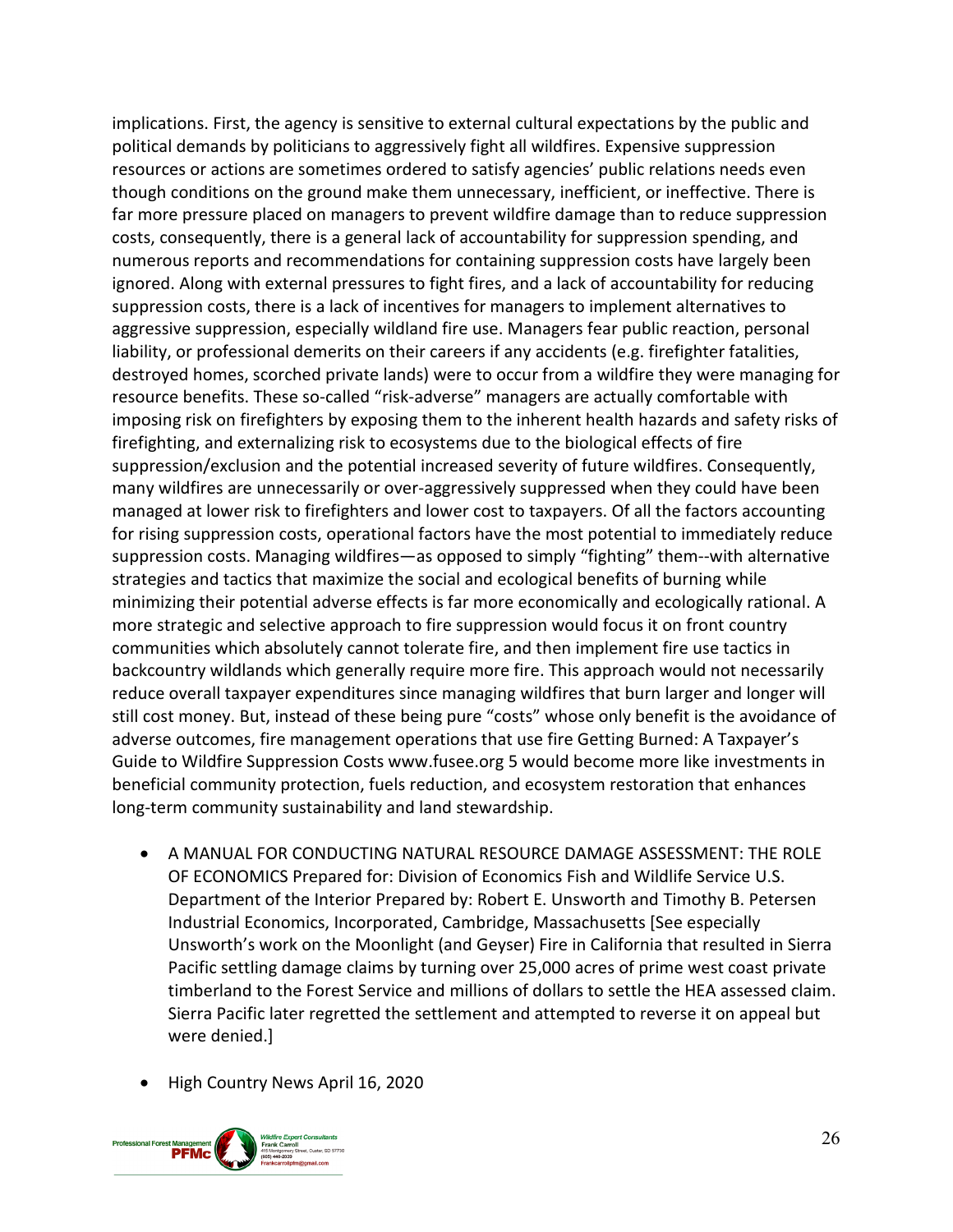implications. First, the agency is sensitive to external cultural expectations by the public and political demands by politicians to aggressively fight all wildfires. Expensive suppression resources or actions are sometimes ordered to satisfy agencies' public relations needs even though conditions on the ground make them unnecessary, inefficient, or ineffective. There is far more pressure placed on managers to prevent wildfire damage than to reduce suppression costs, consequently, there is a general lack of accountability for suppression spending, and numerous reports and recommendations for containing suppression costs have largely been ignored. Along with external pressures to fight fires, and a lack of accountability for reducing suppression costs, there is a lack of incentives for managers to implement alternatives to aggressive suppression, especially wildland fire use. Managers fear public reaction, personal liability, or professional demerits on their careers if any accidents (e.g. firefighter fatalities, destroyed homes, scorched private lands) were to occur from a wildfire they were managing for resource benefits. These so-called "risk-adverse" managers are actually comfortable with imposing risk on firefighters by exposing them to the inherent health hazards and safety risks of firefighting, and externalizing risk to ecosystems due to the biological effects of fire suppression/exclusion and the potential increased severity of future wildfires. Consequently, many wildfires are unnecessarily or over-aggressively suppressed when they could have been managed at lower risk to firefighters and lower cost to taxpayers. Of all the factors accounting for rising suppression costs, operational factors have the most potential to immediately reduce suppression costs. Managing wildfires—as opposed to simply "fighting" them--with alternative strategies and tactics that maximize the social and ecological benefits of burning while minimizing their potential adverse effects is far more economically and ecologically rational. A more strategic and selective approach to fire suppression would focus it on front country communities which absolutely cannot tolerate fire, and then implement fire use tactics in backcountry wildlands which generally require more fire. This approach would not necessarily reduce overall taxpayer expenditures since managing wildfires that burn larger and longer will still cost money. But, instead of these being pure "costs" whose only benefit is the avoidance of adverse outcomes, fire management operations that use fire Getting Burned: A Taxpayer's Guide to Wildfire Suppression Costs www.fusee.org 5 would become more like investments in beneficial community protection, fuels reduction, and ecosystem restoration that enhances long-term community sustainability and land stewardship.

- A MANUAL FOR CONDUCTING NATURAL RESOURCE DAMAGE ASSESSMENT: THE ROLE OF ECONOMICS Prepared for: Division of Economics Fish and Wildlife Service U.S. Department of the Interior Prepared by: Robert E. Unsworth and Timothy B. Petersen Industrial Economics, Incorporated, Cambridge, Massachusetts [See especially Unsworth's work on the Moonlight (and Geyser) Fire in California that resulted in Sierra Pacific settling damage claims by turning over 25,000 acres of prime west coast private timberland to the Forest Service and millions of dollars to settle the HEA assessed claim. Sierra Pacific later regretted the settlement and attempted to reverse it on appeal but were denied.]

- High Country News April 16, 2020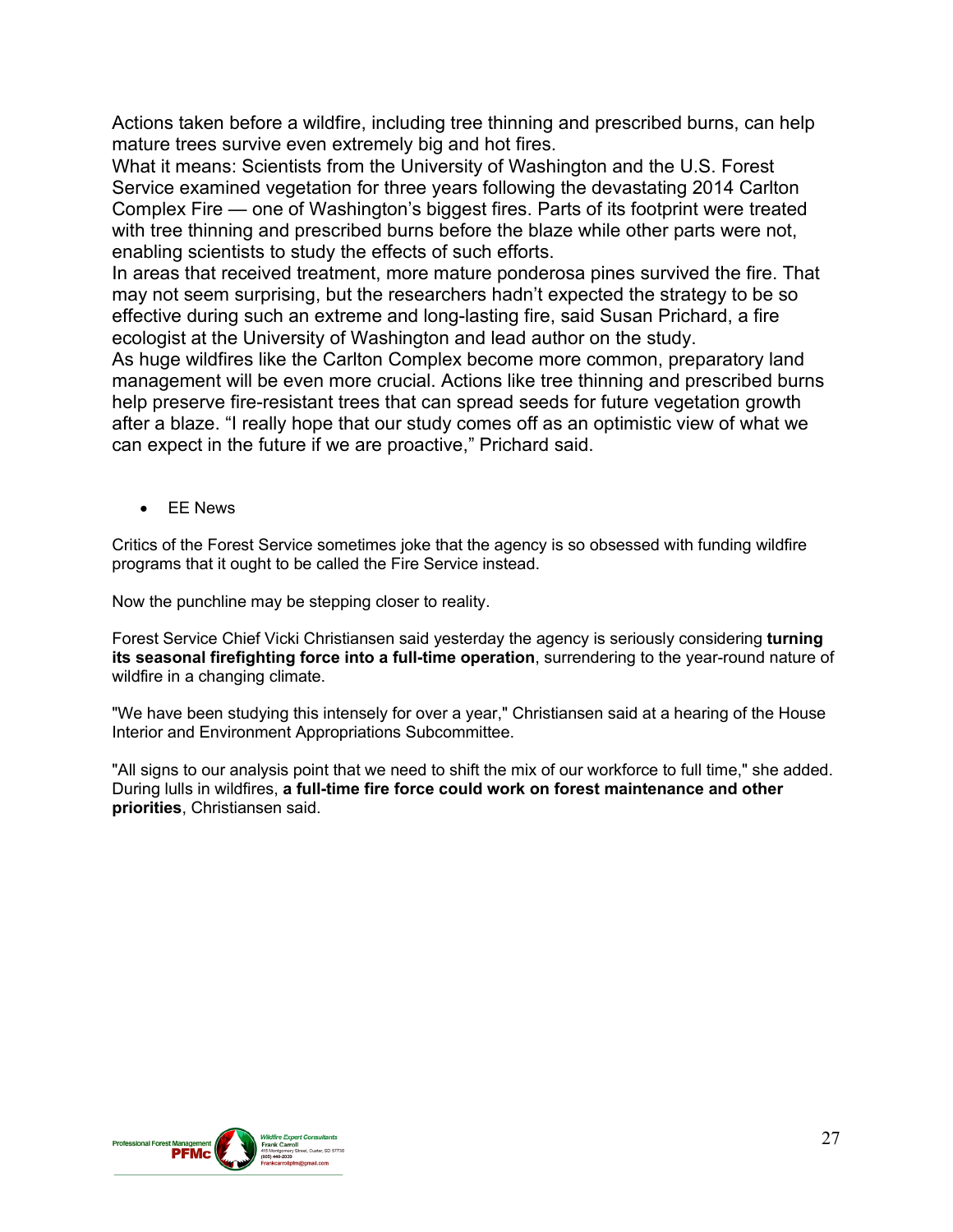Actions taken before a wildfire, including tree thinning and prescribed burns, can help mature trees survive even extremely big and hot fires.

What it means: Scientists from the University of Washington and the U.S. Forest Service examined vegetation for three years following the devastating 2014 Carlton Complex Fire — one of Washington's biggest fires. Parts of its footprint were treated with tree thinning and prescribed burns before the blaze while other parts were not, enabling scientists to study the effects of such efforts.

In areas that received treatment, more mature ponderosa pines survived the fire. That may not seem surprising, but the researchers hadn't expected the strategy to be so effective during such an extreme and long-lasting fire, said Susan Prichard, a fire ecologist at the University of Washington and lead author on the study.

As huge wildfires like the Carlton Complex become more common, preparatory land management will be even more crucial. Actions like tree thinning and prescribed burns help preserve fire-resistant trees that can spread seeds for future vegetation growth after a blaze. "I really hope that our study comes off as an optimistic view of what we can expect in the future if we are proactive," Prichard said.

- EE News

Critics of the Forest Service sometimes joke that the agency is so obsessed with funding wildfire programs that it ought to be called the Fire Service instead.

Now the punchline may be stepping closer to reality.

Forest Service Chief Vicki Christiansen said yesterday the agency is seriously considering **turning its seasonal firefighting force into a full-time operation**, surrendering to the year-round nature of wildfire in a changing climate.

"We have been studying this intensely for over a year," Christiansen said at a hearing of the House Interior and Environment Appropriations Subcommittee.

"All signs to our analysis point that we need to shift the mix of our workforce to full time," she added. During lulls in wildfires, **a full-time fire force could work on forest maintenance and other priorities**, Christiansen said.